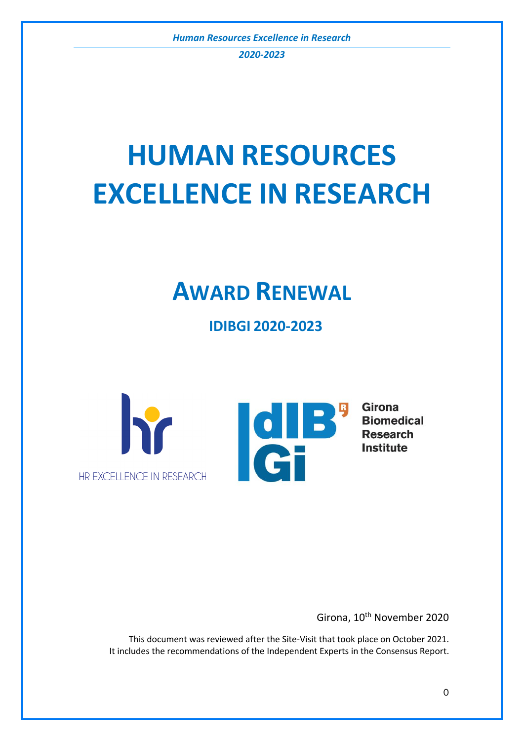# HUMAN RESOURCES EXCELLENCE IN RESEARCH

## AWARD RENEWAL

### IDIBGI 2020-2023

HR EXCELLENCE IN RESEARCH

Girona Biomedical Research Institute

Girona, 10th November 2020

This document was reviewed after the Site-Visit that took place on October 2021.
It includes the recommendations of the Independent Experts in the Consensus Report.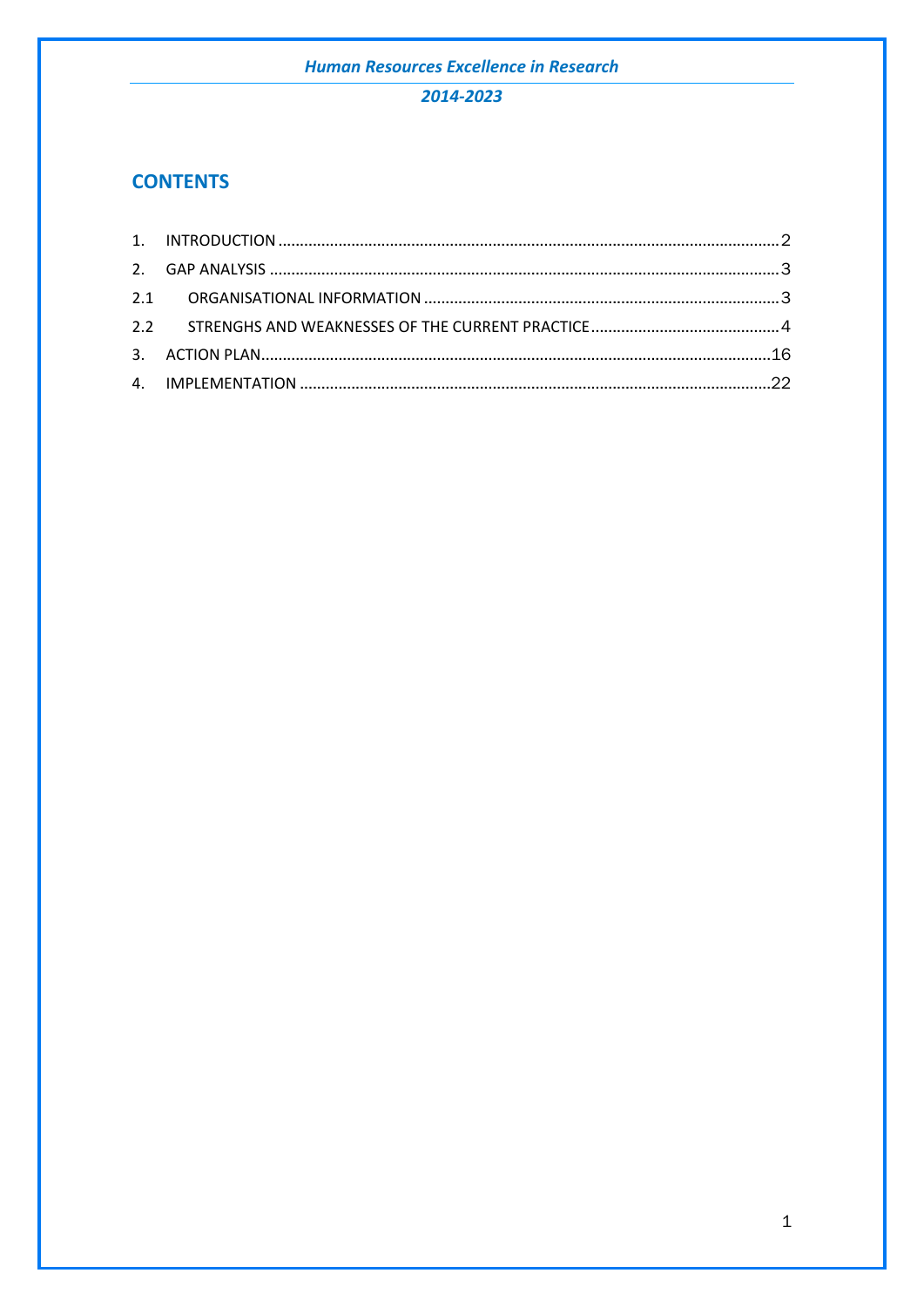## CONTENTS

1. INTRODUCTION .......... 2
2. GAP ANALYSIS .......... 3
   - 2.1 ORGANISATIONAL INFORMATION .......... 3
   - 2.2 STRENGHS AND WEAKNESSES OF THE CURRENT PRACTICE .......... 4
3. ACTION PLAN .......... 16
4. IMPLEMENTATION .......... 22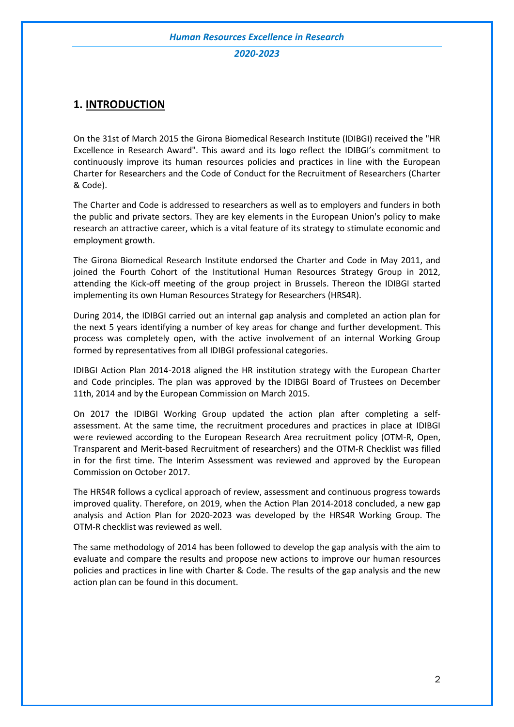## 1. INTRODUCTION

On the 31st of March 2015 the Girona Biomedical Research Institute (IDIBGI) received the "HR Excellence in Research Award". This award and its logo reflect the IDIBGI's commitment to continuously improve its human resources policies and practices in line with the European Charter for Researchers and the Code of Conduct for the Recruitment of Researchers (Charter & Code).

The Charter and Code is addressed to researchers as well as to employers and funders in both the public and private sectors. They are key elements in the European Union's policy to make research an attractive career, which is a vital feature of its strategy to stimulate economic and employment growth.

The Girona Biomedical Research Institute endorsed the Charter and Code in May 2011, and joined the Fourth Cohort of the Institutional Human Resources Strategy Group in 2012, attending the Kick-off meeting of the group project in Brussels. Thereon the IDIBGI started implementing its own Human Resources Strategy for Researchers (HRS4R).

During 2014, the IDIBGI carried out an internal gap analysis and completed an action plan for the next 5 years identifying a number of key areas for change and further development. This process was completely open, with the active involvement of an internal Working Group formed by representatives from all IDIBGI professional categories.

IDIBGI Action Plan 2014-2018 aligned the HR institution strategy with the European Charter and Code principles. The plan was approved by the IDIBGI Board of Trustees on December 11th, 2014 and by the European Commission on March 2015.

On 2017 the IDIBGI Working Group updated the action plan after completing a self-assessment. At the same time, the recruitment procedures and practices in place at IDIBGI were reviewed according to the European Research Area recruitment policy (OTM-R, Open, Transparent and Merit-based Recruitment of researchers) and the OTM-R Checklist was filled in for the first time. The Interim Assessment was reviewed and approved by the European Commission on October 2017.

The HRS4R follows a cyclical approach of review, assessment and continuous progress towards improved quality. Therefore, on 2019, when the Action Plan 2014-2018 concluded, a new gap analysis and Action Plan for 2020-2023 was developed by the HRS4R Working Group. The OTM-R checklist was reviewed as well.

The same methodology of 2014 has been followed to develop the gap analysis with the aim to evaluate and compare the results and propose new actions to improve our human resources policies and practices in line with Charter & Code. The results of the gap analysis and the new action plan can be found in this document.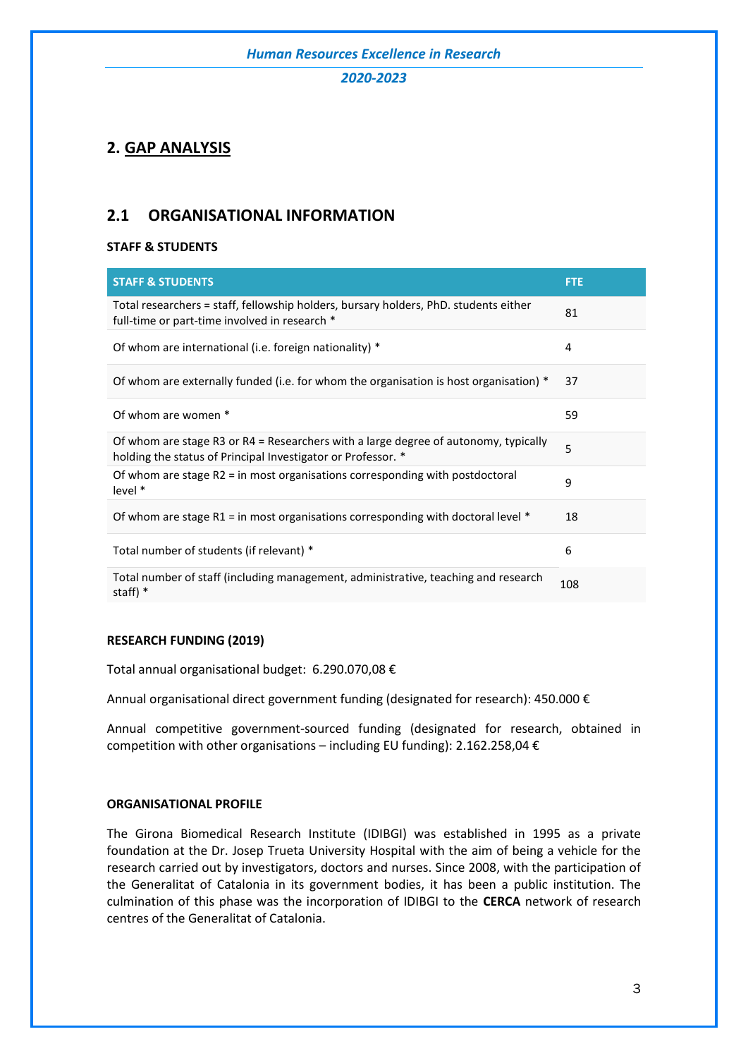## 2. GAP ANALYSIS

### 2.1 ORGANISATIONAL INFORMATION

**STAFF & STUDENTS**

| STAFF & STUDENTS | FTE |
| --- | --- |
| Total researchers = staff, fellowship holders, bursary holders, PhD. students either full-time or part-time involved in research * | 81 |
| Of whom are international (i.e. foreign nationality) * | 4 |
| Of whom are externally funded (i.e. for whom the organisation is host organisation) * | 37 |
| Of whom are women * | 59 |
| Of whom are stage R3 or R4 = Researchers with a large degree of autonomy, typically holding the status of Principal Investigator or Professor. * | 5 |
| Of whom are stage R2 = in most organisations corresponding with postdoctoral level * | 9 |
| Of whom are stage R1 = in most organisations corresponding with doctoral level * | 18 |
| Total number of students (if relevant) * | 6 |
| Total number of staff (including management, administrative, teaching and research staff) * | 108 |

**RESEARCH FUNDING (2019)**

Total annual organisational budget: 6.290.070,08 €

Annual organisational direct government funding (designated for research): 450.000 €

Annual competitive government-sourced funding (designated for research, obtained in competition with other organisations – including EU funding): 2.162.258,04 €

**ORGANISATIONAL PROFILE**

The Girona Biomedical Research Institute (IDIBGI) was established in 1995 as a private foundation at the Dr. Josep Trueta University Hospital with the aim of being a vehicle for the research carried out by investigators, doctors and nurses. Since 2008, with the participation of the Generalitat of Catalonia in its government bodies, it has been a public institution. The culmination of this phase was the incorporation of IDIBGI to the **CERCA** network of research centres of the Generalitat of Catalonia.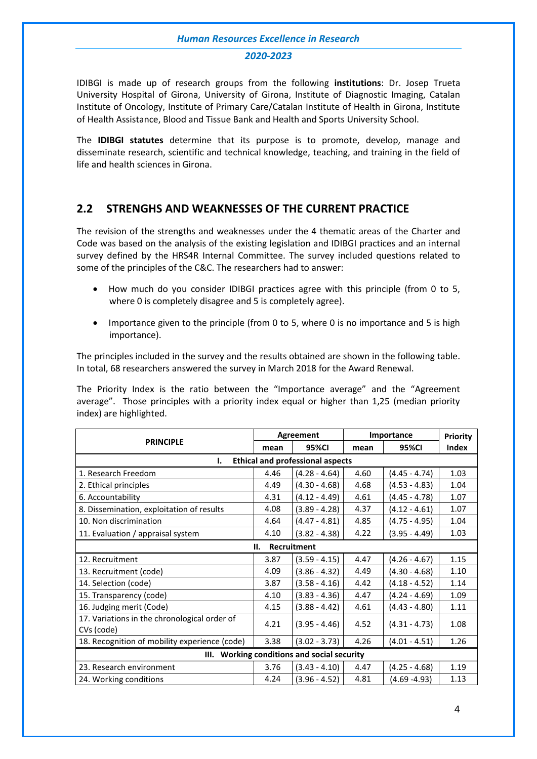IDIBGI is made up of research groups from the following **institutions**: Dr. Josep Trueta University Hospital of Girona, University of Girona, Institute of Diagnostic Imaging, Catalan Institute of Oncology, Institute of Primary Care/Catalan Institute of Health in Girona, Institute of Health Assistance, Blood and Tissue Bank and Health and Sports University School.

The **IDIBGI statutes** determine that its purpose is to promote, develop, manage and disseminate research, scientific and technical knowledge, teaching, and training in the field of life and health sciences in Girona.

## 2.2 STRENGHS AND WEAKNESSES OF THE CURRENT PRACTICE

The revision of the strengths and weaknesses under the 4 thematic areas of the Charter and Code was based on the analysis of the existing legislation and IDIBGI practices and an internal survey defined by the HRS4R Internal Committee. The survey included questions related to some of the principles of the C&C. The researchers had to answer:

- How much do you consider IDIBGI practices agree with this principle (from 0 to 5, where 0 is completely disagree and 5 is completely agree).
- Importance given to the principle (from 0 to 5, where 0 is no importance and 5 is high importance).

The principles included in the survey and the results obtained are shown in the following table. In total, 68 researchers answered the survey in March 2018 for the Award Renewal.

The Priority Index is the ratio between the "Importance average" and the "Agreement average". Those principles with a priority index equal or higher than 1,25 (median priority index) are highlighted.

| PRINCIPLE | Agreement | | Importance | | Priority Index |
|---|---|---|---|---|---|
| | mean | 95%CI | mean | 95%CI | |
| **I. Ethical and professional aspects** | | | | | |
| 1. Research Freedom | 4.46 | (4.28 - 4.64) | 4.60 | (4.45 - 4.74) | 1.03 |
| 2. Ethical principles | 4.49 | (4.30 - 4.68) | 4.68 | (4.53 - 4.83) | 1.04 |
| 6. Accountability | 4.31 | (4.12 - 4.49) | 4.61 | (4.45 - 4.78) | 1.07 |
| 8. Dissemination, exploitation of results | 4.08 | (3.89 - 4.28) | 4.37 | (4.12 - 4.61) | 1.07 |
| 10. Non discrimination | 4.64 | (4.47 - 4.81) | 4.85 | (4.75 - 4.95) | 1.04 |
| 11. Evaluation / appraisal system | 4.10 | (3.82 - 4.38) | 4.22 | (3.95 - 4.49) | 1.03 |
| **II. Recruitment** | | | | | |
| 12. Recruitment | 3.87 | (3.59 - 4.15) | 4.47 | (4.26 - 4.67) | 1.15 |
| 13. Recruitment (code) | 4.09 | (3.86 - 4.32) | 4.49 | (4.30 - 4.68) | 1.10 |
| 14. Selection (code) | 3.87 | (3.58 - 4.16) | 4.42 | (4.18 - 4.52) | 1.14 |
| 15. Transparency (code) | 4.10 | (3.83 - 4.36) | 4.47 | (4.24 - 4.69) | 1.09 |
| 16. Judging merit (Code) | 4.15 | (3.88 - 4.42) | 4.61 | (4.43 - 4.80) | 1.11 |
| 17. Variations in the chronological order of CVs (code) | 4.21 | (3.95 - 4.46) | 4.52 | (4.31 - 4.73) | 1.08 |
| 18. Recognition of mobility experience (code) | 3.38 | (3.02 - 3.73) | 4.26 | (4.01 - 4.51) | 1.26 |
| **III. Working conditions and social security** | | | | | |
| 23. Research environment | 3.76 | (3.43 - 4.10) | 4.47 | (4.25 - 4.68) | 1.19 |
| 24. Working conditions | 4.24 | (3.96 - 4.52) | 4.81 | (4.69 -4.93) | 1.13 |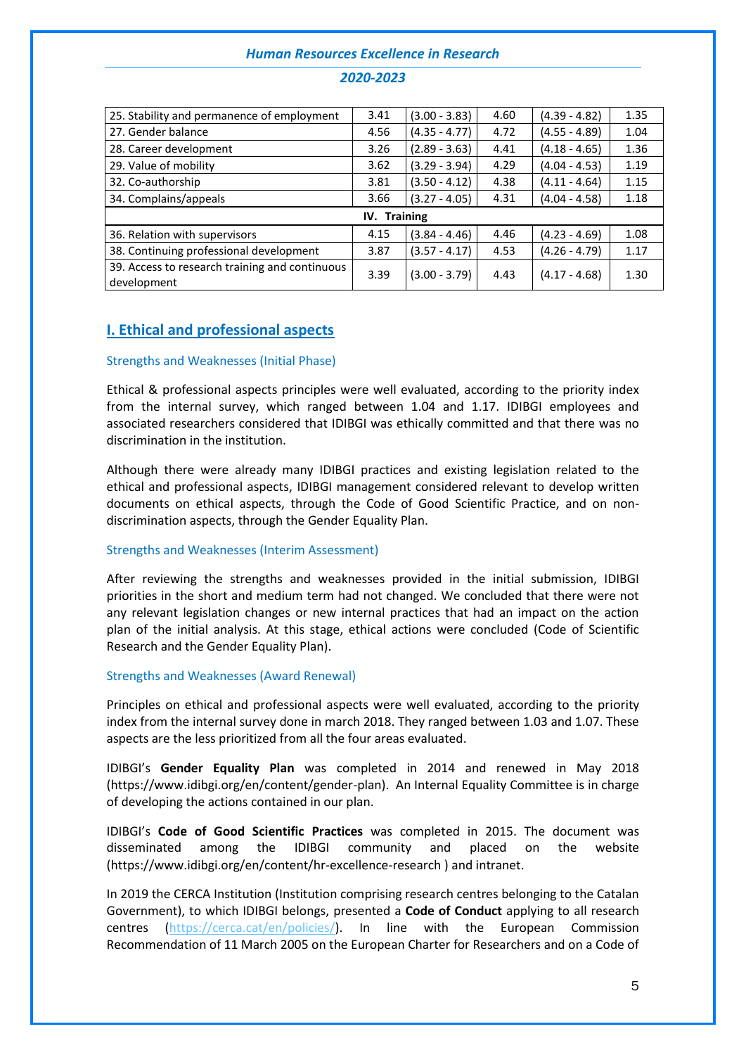| | | | | | |
|---|---|---|---|---|---|
| 25. Stability and permanence of employment | 3.41 | (3.00 - 3.83) | 4.60 | (4.39 - 4.82) | 1.35 |
| 27. Gender balance | 4.56 | (4.35 - 4.77) | 4.72 | (4.55 - 4.89) | 1.04 |
| 28. Career development | 3.26 | (2.89 - 3.63) | 4.41 | (4.18 - 4.65) | 1.36 |
| 29. Value of mobility | 3.62 | (3.29 - 3.94) | 4.29 | (4.04 - 4.53) | 1.19 |
| 32. Co-authorship | 3.81 | (3.50 - 4.12) | 4.38 | (4.11 - 4.64) | 1.15 |
| 34. Complains/appeals | 3.66 | (3.27 - 4.05) | 4.31 | (4.04 - 4.58) | 1.18 |
| **IV. Training** | | | | | |
| 36. Relation with supervisors | 4.15 | (3.84 - 4.46) | 4.46 | (4.23 - 4.69) | 1.08 |
| 38. Continuing professional development | 3.87 | (3.57 - 4.17) | 4.53 | (4.26 - 4.79) | 1.17 |
| 39. Access to research training and continuous development | 3.39 | (3.00 - 3.79) | 4.43 | (4.17 - 4.68) | 1.30 |

## I. Ethical and professional aspects

### Strengths and Weaknesses (Initial Phase)

Ethical & professional aspects principles were well evaluated, according to the priority index from the internal survey, which ranged between 1.04 and 1.17. IDIBGI employees and associated researchers considered that IDIBGI was ethically committed and that there was no discrimination in the institution.

Although there were already many IDIBGI practices and existing legislation related to the ethical and professional aspects, IDIBGI management considered relevant to develop written documents on ethical aspects, through the Code of Good Scientific Practice, and on non-discrimination aspects, through the Gender Equality Plan.

### Strengths and Weaknesses (Interim Assessment)

After reviewing the strengths and weaknesses provided in the initial submission, IDIBGI priorities in the short and medium term had not changed. We concluded that there were not any relevant legislation changes or new internal practices that had an impact on the action plan of the initial analysis. At this stage, ethical actions were concluded (Code of Scientific Research and the Gender Equality Plan).

### Strengths and Weaknesses (Award Renewal)

Principles on ethical and professional aspects were well evaluated, according to the priority index from the internal survey done in march 2018. They ranged between 1.03 and 1.07. These aspects are the less prioritized from all the four areas evaluated.

IDIBGI's **Gender Equality Plan** was completed in 2014 and renewed in May 2018 (https://www.idibgi.org/en/content/gender-plan). An Internal Equality Committee is in charge of developing the actions contained in our plan.

IDIBGI's **Code of Good Scientific Practices** was completed in 2015. The document was disseminated among the IDIBGI community and placed on the website (https://www.idibgi.org/en/content/hr-excellence-research ) and intranet.

In 2019 the CERCA Institution (Institution comprising research centres belonging to the Catalan Government), to which IDIBGI belongs, presented a **Code of Conduct** applying to all research centres (https://cerca.cat/en/policies/). In line with the European Commission Recommendation of 11 March 2005 on the European Charter for Researchers and on a Code of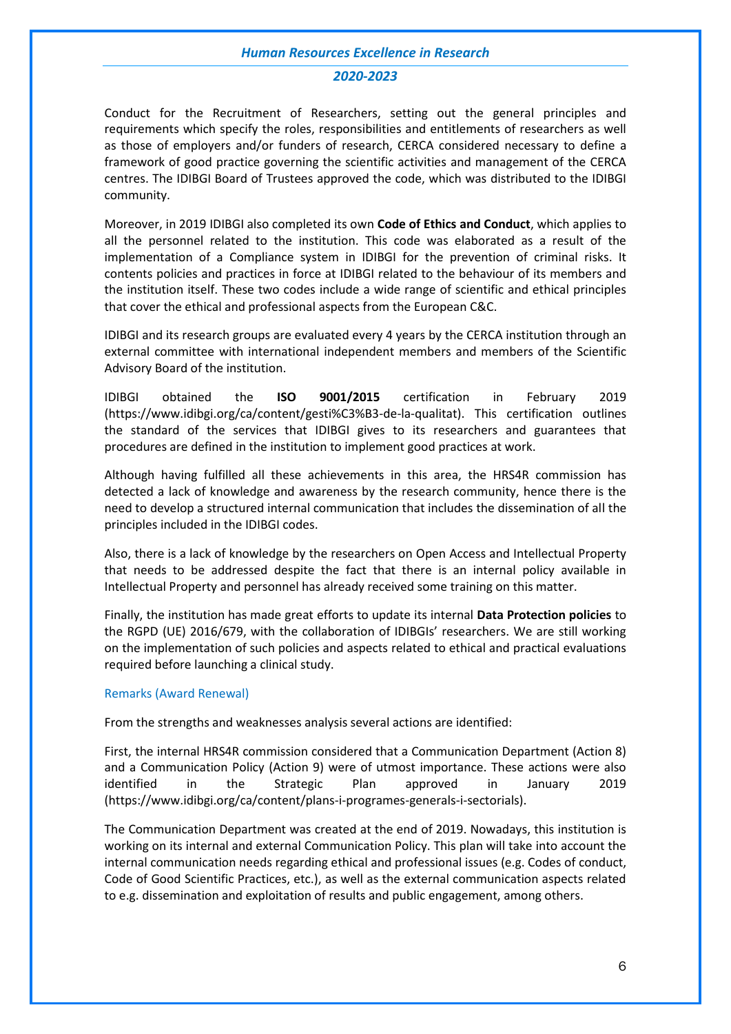Conduct for the Recruitment of Researchers, setting out the general principles and requirements which specify the roles, responsibilities and entitlements of researchers as well as those of employers and/or funders of research, CERCA considered necessary to define a framework of good practice governing the scientific activities and management of the CERCA centres. The IDIBGI Board of Trustees approved the code, which was distributed to the IDIBGI community.

Moreover, in 2019 IDIBGI also completed its own **Code of Ethics and Conduct**, which applies to all the personnel related to the institution. This code was elaborated as a result of the implementation of a Compliance system in IDIBGI for the prevention of criminal risks. It contents policies and practices in force at IDIBGI related to the behaviour of its members and the institution itself. These two codes include a wide range of scientific and ethical principles that cover the ethical and professional aspects from the European C&C.

IDIBGI and its research groups are evaluated every 4 years by the CERCA institution through an external committee with international independent members and members of the Scientific Advisory Board of the institution.

IDIBGI obtained the **ISO 9001/2015** certification in February 2019 (https://www.idibgi.org/ca/content/gesti%C3%B3-de-la-qualitat). This certification outlines the standard of the services that IDIBGI gives to its researchers and guarantees that procedures are defined in the institution to implement good practices at work.

Although having fulfilled all these achievements in this area, the HRS4R commission has detected a lack of knowledge and awareness by the research community, hence there is the need to develop a structured internal communication that includes the dissemination of all the principles included in the IDIBGI codes.

Also, there is a lack of knowledge by the researchers on Open Access and Intellectual Property that needs to be addressed despite the fact that there is an internal policy available in Intellectual Property and personnel has already received some training on this matter.

Finally, the institution has made great efforts to update its internal **Data Protection policies** to the RGPD (UE) 2016/679, with the collaboration of IDIBGIs' researchers. We are still working on the implementation of such policies and aspects related to ethical and practical evaluations required before launching a clinical study.

### Remarks (Award Renewal)

From the strengths and weaknesses analysis several actions are identified:

First, the internal HRS4R commission considered that a Communication Department (Action 8) and a Communication Policy (Action 9) were of utmost importance. These actions were also identified in the Strategic Plan approved in January 2019 (https://www.idibgi.org/ca/content/plans-i-programes-generals-i-sectorials).

The Communication Department was created at the end of 2019. Nowadays, this institution is working on its internal and external Communication Policy. This plan will take into account the internal communication needs regarding ethical and professional issues (e.g. Codes of conduct, Code of Good Scientific Practices, etc.), as well as the external communication aspects related to e.g. dissemination and exploitation of results and public engagement, among others.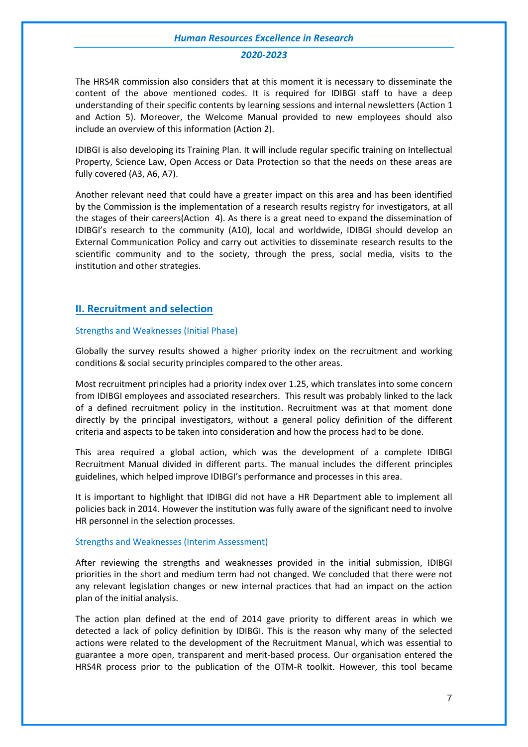The HRS4R commission also considers that at this moment it is necessary to disseminate the content of the above mentioned codes. It is required for IDIBGI staff to have a deep understanding of their specific contents by learning sessions and internal newsletters (Action 1 and Action 5). Moreover, the Welcome Manual provided to new employees should also include an overview of this information (Action 2).

IDIBGI is also developing its Training Plan. It will include regular specific training on Intellectual Property, Science Law, Open Access or Data Protection so that the needs on these areas are fully covered (A3, A6, A7).

Another relevant need that could have a greater impact on this area and has been identified by the Commission is the implementation of a research results registry for investigators, at all the stages of their careers(Action 4). As there is a great need to expand the dissemination of IDIBGI's research to the community (A10), local and worldwide, IDIBGI should develop an External Communication Policy and carry out activities to disseminate research results to the scientific community and to the society, through the press, social media, visits to the institution and other strategies.

## II. Recruitment and selection

### Strengths and Weaknesses (Initial Phase)

Globally the survey results showed a higher priority index on the recruitment and working conditions & social security principles compared to the other areas.

Most recruitment principles had a priority index over 1.25, which translates into some concern from IDIBGI employees and associated researchers. This result was probably linked to the lack of a defined recruitment policy in the institution. Recruitment was at that moment done directly by the principal investigators, without a general policy definition of the different criteria and aspects to be taken into consideration and how the process had to be done.

This area required a global action, which was the development of a complete IDIBGI Recruitment Manual divided in different parts. The manual includes the different principles guidelines, which helped improve IDIBGI's performance and processes in this area.

It is important to highlight that IDIBGI did not have a HR Department able to implement all policies back in 2014. However the institution was fully aware of the significant need to involve HR personnel in the selection processes.

### Strengths and Weaknesses (Interim Assessment)

After reviewing the strengths and weaknesses provided in the initial submission, IDIBGI priorities in the short and medium term had not changed. We concluded that there were not any relevant legislation changes or new internal practices that had an impact on the action plan of the initial analysis.

The action plan defined at the end of 2014 gave priority to different areas in which we detected a lack of policy definition by IDIBGI. This is the reason why many of the selected actions were related to the development of the Recruitment Manual, which was essential to guarantee a more open, transparent and merit-based process. Our organisation entered the HRS4R process prior to the publication of the OTM-R toolkit. However, this tool became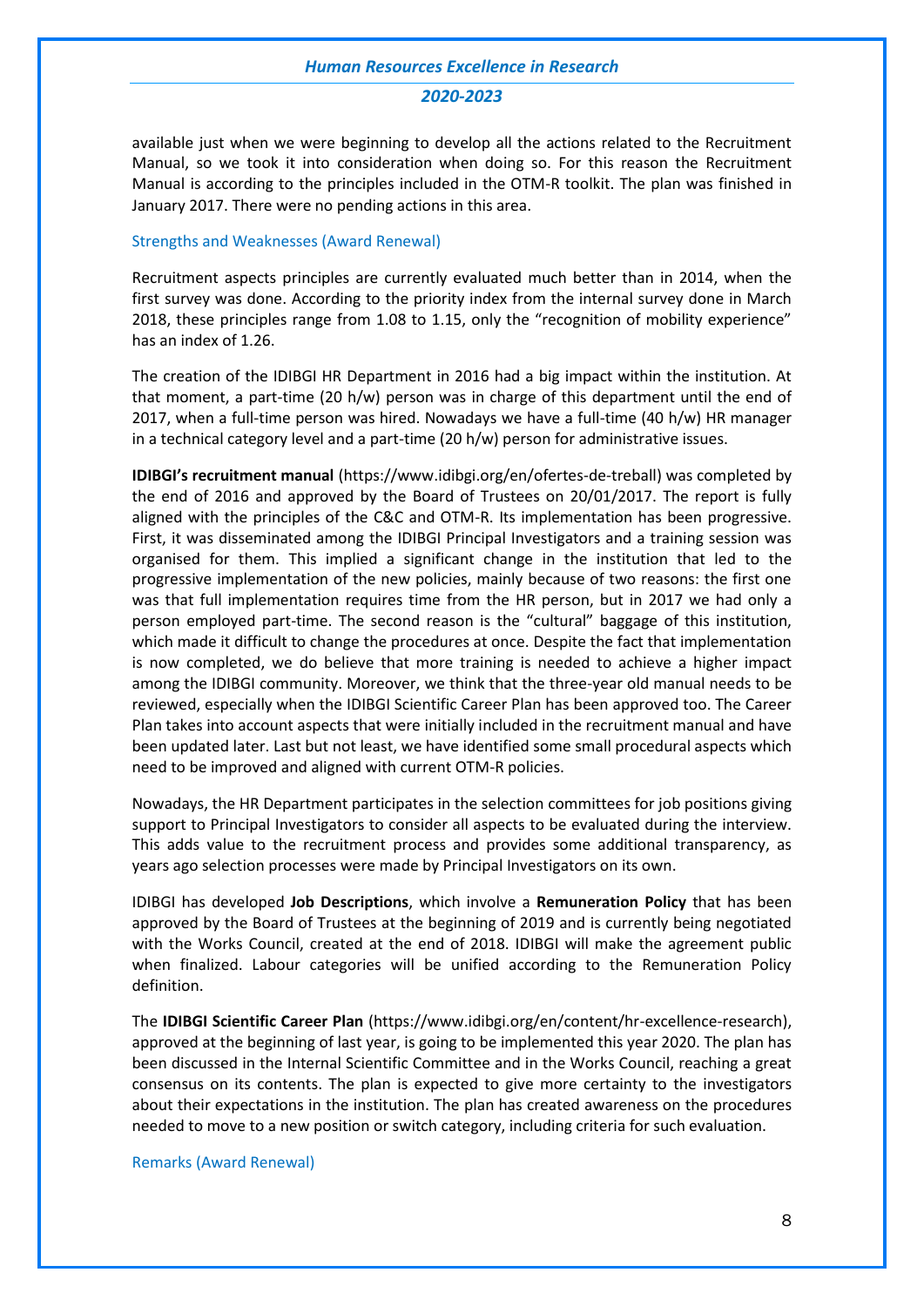available just when we were beginning to develop all the actions related to the Recruitment Manual, so we took it into consideration when doing so. For this reason the Recruitment Manual is according to the principles included in the OTM-R toolkit. The plan was finished in January 2017. There were no pending actions in this area.

### Strengths and Weaknesses (Award Renewal)

Recruitment aspects principles are currently evaluated much better than in 2014, when the first survey was done. According to the priority index from the internal survey done in March 2018, these principles range from 1.08 to 1.15, only the "recognition of mobility experience" has an index of 1.26.

The creation of the IDIBGI HR Department in 2016 had a big impact within the institution. At that moment, a part-time (20 h/w) person was in charge of this department until the end of 2017, when a full-time person was hired. Nowadays we have a full-time (40 h/w) HR manager in a technical category level and a part-time (20 h/w) person for administrative issues.

**IDIBGI's recruitment manual** (https://www.idibgi.org/en/ofertes-de-treball) was completed by the end of 2016 and approved by the Board of Trustees on 20/01/2017. The report is fully aligned with the principles of the C&C and OTM-R. Its implementation has been progressive. First, it was disseminated among the IDIBGI Principal Investigators and a training session was organised for them. This implied a significant change in the institution that led to the progressive implementation of the new policies, mainly because of two reasons: the first one was that full implementation requires time from the HR person, but in 2017 we had only a person employed part-time. The second reason is the "cultural" baggage of this institution, which made it difficult to change the procedures at once. Despite the fact that implementation is now completed, we do believe that more training is needed to achieve a higher impact among the IDIBGI community. Moreover, we think that the three-year old manual needs to be reviewed, especially when the IDIBGI Scientific Career Plan has been approved too. The Career Plan takes into account aspects that were initially included in the recruitment manual and have been updated later. Last but not least, we have identified some small procedural aspects which need to be improved and aligned with current OTM-R policies.

Nowadays, the HR Department participates in the selection committees for job positions giving support to Principal Investigators to consider all aspects to be evaluated during the interview. This adds value to the recruitment process and provides some additional transparency, as years ago selection processes were made by Principal Investigators on its own.

IDIBGI has developed **Job Descriptions**, which involve a **Remuneration Policy** that has been approved by the Board of Trustees at the beginning of 2019 and is currently being negotiated with the Works Council, created at the end of 2018. IDIBGI will make the agreement public when finalized. Labour categories will be unified according to the Remuneration Policy definition.

The **IDIBGI Scientific Career Plan** (https://www.idibgi.org/en/content/hr-excellence-research), approved at the beginning of last year, is going to be implemented this year 2020. The plan has been discussed in the Internal Scientific Committee and in the Works Council, reaching a great consensus on its contents. The plan is expected to give more certainty to the investigators about their expectations in the institution. The plan has created awareness on the procedures needed to move to a new position or switch category, including criteria for such evaluation.

### Remarks (Award Renewal)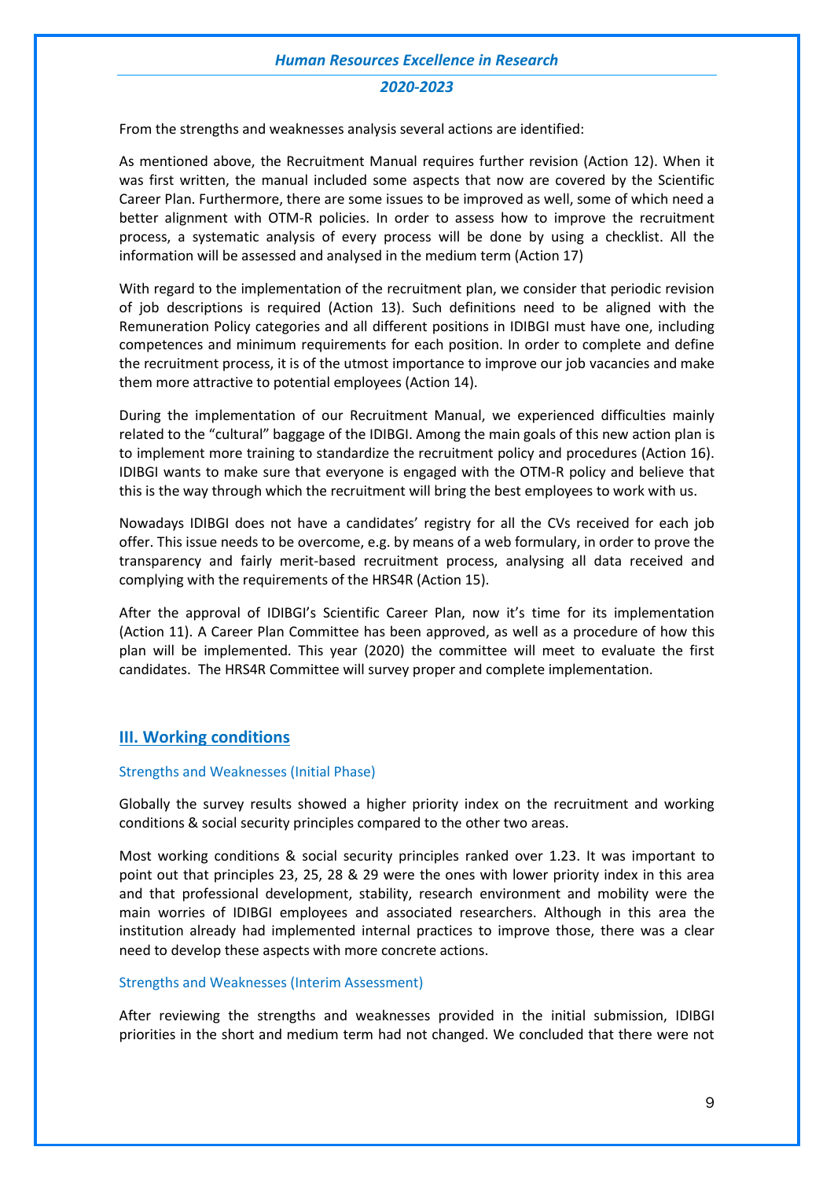From the strengths and weaknesses analysis several actions are identified:

As mentioned above, the Recruitment Manual requires further revision (Action 12). When it was first written, the manual included some aspects that now are covered by the Scientific Career Plan. Furthermore, there are some issues to be improved as well, some of which need a better alignment with OTM-R policies. In order to assess how to improve the recruitment process, a systematic analysis of every process will be done by using a checklist. All the information will be assessed and analysed in the medium term (Action 17)

With regard to the implementation of the recruitment plan, we consider that periodic revision of job descriptions is required (Action 13). Such definitions need to be aligned with the Remuneration Policy categories and all different positions in IDIBGI must have one, including competences and minimum requirements for each position. In order to complete and define the recruitment process, it is of the utmost importance to improve our job vacancies and make them more attractive to potential employees (Action 14).

During the implementation of our Recruitment Manual, we experienced difficulties mainly related to the "cultural" baggage of the IDIBGI. Among the main goals of this new action plan is to implement more training to standardize the recruitment policy and procedures (Action 16). IDIBGI wants to make sure that everyone is engaged with the OTM-R policy and believe that this is the way through which the recruitment will bring the best employees to work with us.

Nowadays IDIBGI does not have a candidates' registry for all the CVs received for each job offer. This issue needs to be overcome, e.g. by means of a web formulary, in order to prove the transparency and fairly merit-based recruitment process, analysing all data received and complying with the requirements of the HRS4R (Action 15).

After the approval of IDIBGI's Scientific Career Plan, now it's time for its implementation (Action 11). A Career Plan Committee has been approved, as well as a procedure of how this plan will be implemented. This year (2020) the committee will meet to evaluate the first candidates. The HRS4R Committee will survey proper and complete implementation.

## III. Working conditions

### Strengths and Weaknesses (Initial Phase)

Globally the survey results showed a higher priority index on the recruitment and working conditions & social security principles compared to the other two areas.

Most working conditions & social security principles ranked over 1.23. It was important to point out that principles 23, 25, 28 & 29 were the ones with lower priority index in this area and that professional development, stability, research environment and mobility were the main worries of IDIBGI employees and associated researchers. Although in this area the institution already had implemented internal practices to improve those, there was a clear need to develop these aspects with more concrete actions.

### Strengths and Weaknesses (Interim Assessment)

After reviewing the strengths and weaknesses provided in the initial submission, IDIBGI priorities in the short and medium term had not changed. We concluded that there were not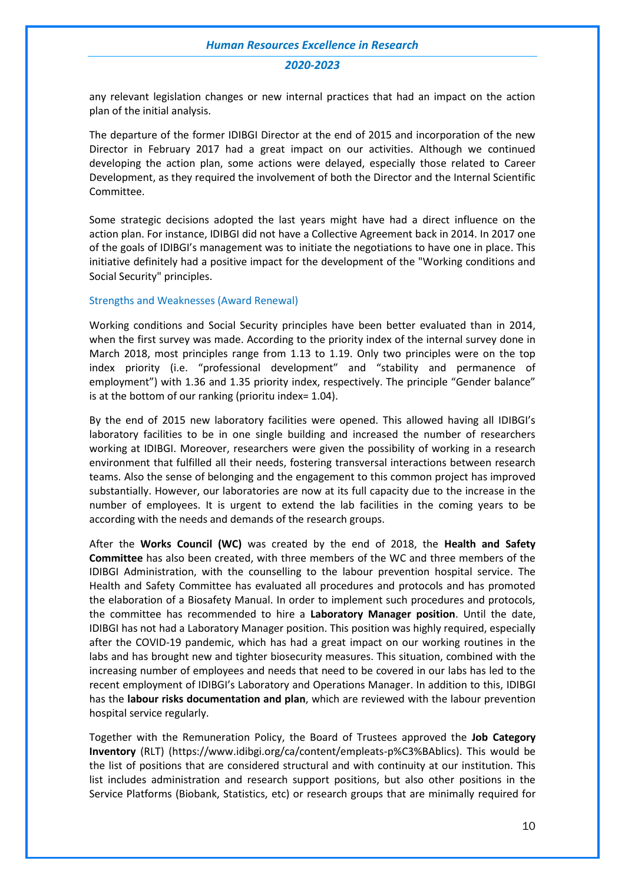any relevant legislation changes or new internal practices that had an impact on the action plan of the initial analysis.

The departure of the former IDIBGI Director at the end of 2015 and incorporation of the new Director in February 2017 had a great impact on our activities. Although we continued developing the action plan, some actions were delayed, especially those related to Career Development, as they required the involvement of both the Director and the Internal Scientific Committee.

Some strategic decisions adopted the last years might have had a direct influence on the action plan. For instance, IDIBGI did not have a Collective Agreement back in 2014. In 2017 one of the goals of IDIBGI's management was to initiate the negotiations to have one in place. This initiative definitely had a positive impact for the development of the "Working conditions and Social Security" principles.

### Strengths and Weaknesses (Award Renewal)

Working conditions and Social Security principles have been better evaluated than in 2014, when the first survey was made. According to the priority index of the internal survey done in March 2018, most principles range from 1.13 to 1.19. Only two principles were on the top index priority (i.e. "professional development" and "stability and permanence of employment") with 1.36 and 1.35 priority index, respectively. The principle "Gender balance" is at the bottom of our ranking (prioritu index= 1.04).

By the end of 2015 new laboratory facilities were opened. This allowed having all IDIBGI's laboratory facilities to be in one single building and increased the number of researchers working at IDIBGI. Moreover, researchers were given the possibility of working in a research environment that fulfilled all their needs, fostering transversal interactions between research teams. Also the sense of belonging and the engagement to this common project has improved substantially. However, our laboratories are now at its full capacity due to the increase in the number of employees. It is urgent to extend the lab facilities in the coming years to be according with the needs and demands of the research groups.

After the **Works Council (WC)** was created by the end of 2018, the **Health and Safety Committee** has also been created, with three members of the WC and three members of the IDIBGI Administration, with the counselling to the labour prevention hospital service. The Health and Safety Committee has evaluated all procedures and protocols and has promoted the elaboration of a Biosafety Manual. In order to implement such procedures and protocols, the committee has recommended to hire a **Laboratory Manager position**. Until the date, IDIBGI has not had a Laboratory Manager position. This position was highly required, especially after the COVID-19 pandemic, which has had a great impact on our working routines in the labs and has brought new and tighter biosecurity measures. This situation, combined with the increasing number of employees and needs that need to be covered in our labs has led to the recent employment of IDIBGI's Laboratory and Operations Manager. In addition to this, IDIBGI has the **labour risks documentation and plan**, which are reviewed with the labour prevention hospital service regularly.

Together with the Remuneration Policy, the Board of Trustees approved the **Job Category Inventory** (RLT) (https://www.idibgi.org/ca/content/empleats-p%C3%BAblics). This would be the list of positions that are considered structural and with continuity at our institution. This list includes administration and research support positions, but also other positions in the Service Platforms (Biobank, Statistics, etc) or research groups that are minimally required for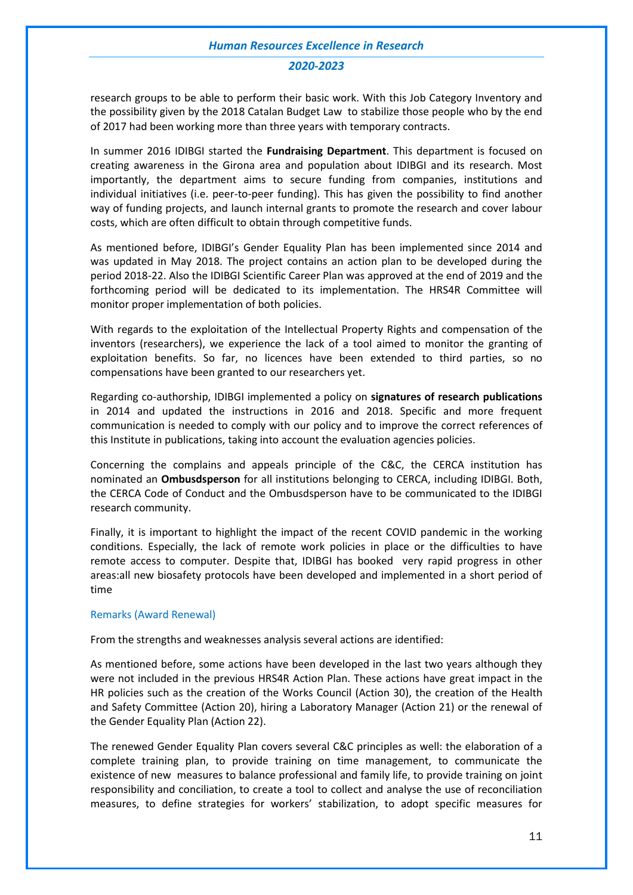research groups to be able to perform their basic work. With this Job Category Inventory and the possibility given by the 2018 Catalan Budget Law to stabilize those people who by the end of 2017 had been working more than three years with temporary contracts.

In summer 2016 IDIBGI started the **Fundraising Department**. This department is focused on creating awareness in the Girona area and population about IDIBGI and its research. Most importantly, the department aims to secure funding from companies, institutions and individual initiatives (i.e. peer-to-peer funding). This has given the possibility to find another way of funding projects, and launch internal grants to promote the research and cover labour costs, which are often difficult to obtain through competitive funds.

As mentioned before, IDIBGI's Gender Equality Plan has been implemented since 2014 and was updated in May 2018. The project contains an action plan to be developed during the period 2018-22. Also the IDIBGI Scientific Career Plan was approved at the end of 2019 and the forthcoming period will be dedicated to its implementation. The HRS4R Committee will monitor proper implementation of both policies.

With regards to the exploitation of the Intellectual Property Rights and compensation of the inventors (researchers), we experience the lack of a tool aimed to monitor the granting of exploitation benefits. So far, no licences have been extended to third parties, so no compensations have been granted to our researchers yet.

Regarding co-authorship, IDIBGI implemented a policy on **signatures of research publications** in 2014 and updated the instructions in 2016 and 2018. Specific and more frequent communication is needed to comply with our policy and to improve the correct references of this Institute in publications, taking into account the evaluation agencies policies.

Concerning the complains and appeals principle of the C&C, the CERCA institution has nominated an **Ombusdsperson** for all institutions belonging to CERCA, including IDIBGI. Both, the CERCA Code of Conduct and the Ombusdsperson have to be communicated to the IDIBGI research community.

Finally, it is important to highlight the impact of the recent COVID pandemic in the working conditions. Especially, the lack of remote work policies in place or the difficulties to have remote access to computer. Despite that, IDIBGI has booked very rapid progress in other areas:all new biosafety protocols have been developed and implemented in a short period of time

### Remarks (Award Renewal)

From the strengths and weaknesses analysis several actions are identified:

As mentioned before, some actions have been developed in the last two years although they were not included in the previous HRS4R Action Plan. These actions have great impact in the HR policies such as the creation of the Works Council (Action 30), the creation of the Health and Safety Committee (Action 20), hiring a Laboratory Manager (Action 21) or the renewal of the Gender Equality Plan (Action 22).

The renewed Gender Equality Plan covers several C&C principles as well: the elaboration of a complete training plan, to provide training on time management, to communicate the existence of new measures to balance professional and family life, to provide training on joint responsibility and conciliation, to create a tool to collect and analyse the use of reconciliation measures, to define strategies for workers' stabilization, to adopt specific measures for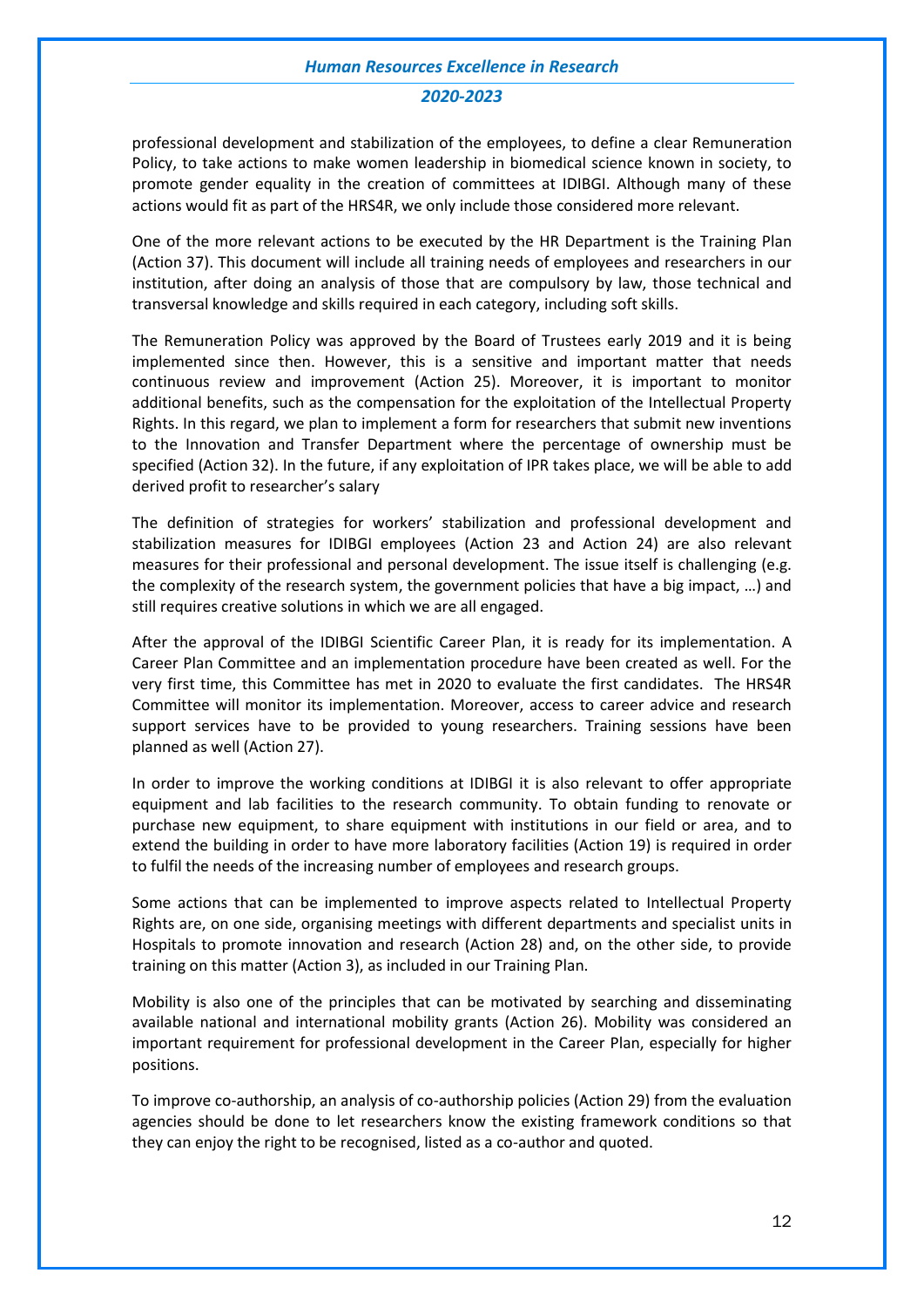professional development and stabilization of the employees, to define a clear Remuneration Policy, to take actions to make women leadership in biomedical science known in society, to promote gender equality in the creation of committees at IDIBGI. Although many of these actions would fit as part of the HRS4R, we only include those considered more relevant.

One of the more relevant actions to be executed by the HR Department is the Training Plan (Action 37). This document will include all training needs of employees and researchers in our institution, after doing an analysis of those that are compulsory by law, those technical and transversal knowledge and skills required in each category, including soft skills.

The Remuneration Policy was approved by the Board of Trustees early 2019 and it is being implemented since then. However, this is a sensitive and important matter that needs continuous review and improvement (Action 25). Moreover, it is important to monitor additional benefits, such as the compensation for the exploitation of the Intellectual Property Rights. In this regard, we plan to implement a form for researchers that submit new inventions to the Innovation and Transfer Department where the percentage of ownership must be specified (Action 32). In the future, if any exploitation of IPR takes place, we will be able to add derived profit to researcher's salary

The definition of strategies for workers' stabilization and professional development and stabilization measures for IDIBGI employees (Action 23 and Action 24) are also relevant measures for their professional and personal development. The issue itself is challenging (e.g. the complexity of the research system, the government policies that have a big impact, …) and still requires creative solutions in which we are all engaged.

After the approval of the IDIBGI Scientific Career Plan, it is ready for its implementation. A Career Plan Committee and an implementation procedure have been created as well. For the very first time, this Committee has met in 2020 to evaluate the first candidates. The HRS4R Committee will monitor its implementation. Moreover, access to career advice and research support services have to be provided to young researchers. Training sessions have been planned as well (Action 27).

In order to improve the working conditions at IDIBGI it is also relevant to offer appropriate equipment and lab facilities to the research community. To obtain funding to renovate or purchase new equipment, to share equipment with institutions in our field or area, and to extend the building in order to have more laboratory facilities (Action 19) is required in order to fulfil the needs of the increasing number of employees and research groups.

Some actions that can be implemented to improve aspects related to Intellectual Property Rights are, on one side, organising meetings with different departments and specialist units in Hospitals to promote innovation and research (Action 28) and, on the other side, to provide training on this matter (Action 3), as included in our Training Plan.

Mobility is also one of the principles that can be motivated by searching and disseminating available national and international mobility grants (Action 26). Mobility was considered an important requirement for professional development in the Career Plan, especially for higher positions.

To improve co-authorship, an analysis of co-authorship policies (Action 29) from the evaluation agencies should be done to let researchers know the existing framework conditions so that they can enjoy the right to be recognised, listed as a co-author and quoted.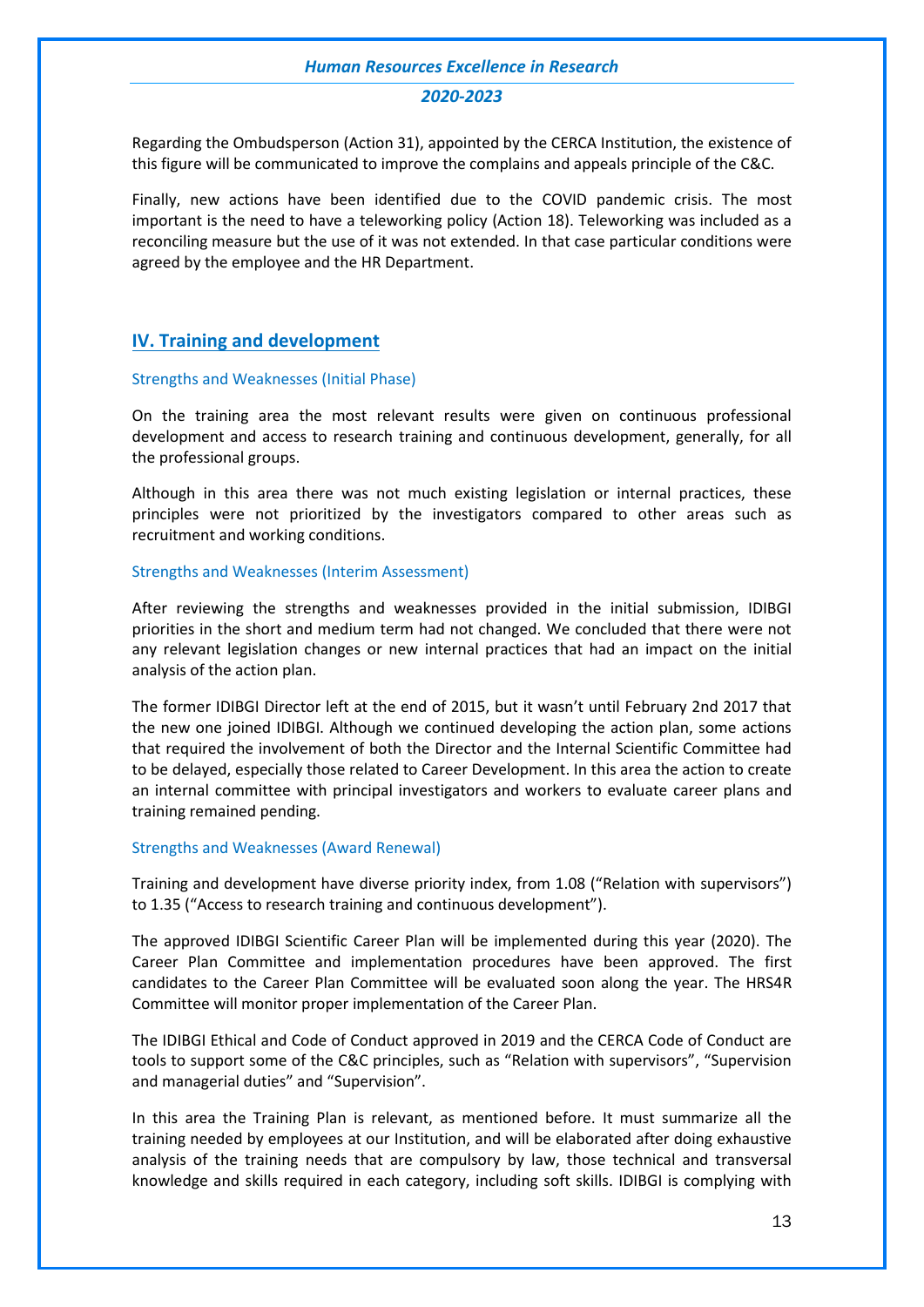Regarding the Ombudsperson (Action 31), appointed by the CERCA Institution, the existence of this figure will be communicated to improve the complains and appeals principle of the C&C.

Finally, new actions have been identified due to the COVID pandemic crisis. The most important is the need to have a teleworking policy (Action 18). Teleworking was included as a reconciling measure but the use of it was not extended. In that case particular conditions were agreed by the employee and the HR Department.

## IV. Training and development

### Strengths and Weaknesses (Initial Phase)

On the training area the most relevant results were given on continuous professional development and access to research training and continuous development, generally, for all the professional groups.

Although in this area there was not much existing legislation or internal practices, these principles were not prioritized by the investigators compared to other areas such as recruitment and working conditions.

### Strengths and Weaknesses (Interim Assessment)

After reviewing the strengths and weaknesses provided in the initial submission, IDIBGI priorities in the short and medium term had not changed. We concluded that there were not any relevant legislation changes or new internal practices that had an impact on the initial analysis of the action plan.

The former IDIBGI Director left at the end of 2015, but it wasn't until February 2nd 2017 that the new one joined IDIBGI. Although we continued developing the action plan, some actions that required the involvement of both the Director and the Internal Scientific Committee had to be delayed, especially those related to Career Development. In this area the action to create an internal committee with principal investigators and workers to evaluate career plans and training remained pending.

### Strengths and Weaknesses (Award Renewal)

Training and development have diverse priority index, from 1.08 ("Relation with supervisors") to 1.35 ("Access to research training and continuous development").

The approved IDIBGI Scientific Career Plan will be implemented during this year (2020). The Career Plan Committee and implementation procedures have been approved. The first candidates to the Career Plan Committee will be evaluated soon along the year. The HRS4R Committee will monitor proper implementation of the Career Plan.

The IDIBGI Ethical and Code of Conduct approved in 2019 and the CERCA Code of Conduct are tools to support some of the C&C principles, such as "Relation with supervisors", "Supervision and managerial duties" and "Supervision".

In this area the Training Plan is relevant, as mentioned before. It must summarize all the training needed by employees at our Institution, and will be elaborated after doing exhaustive analysis of the training needs that are compulsory by law, those technical and transversal knowledge and skills required in each category, including soft skills. IDIBGI is complying with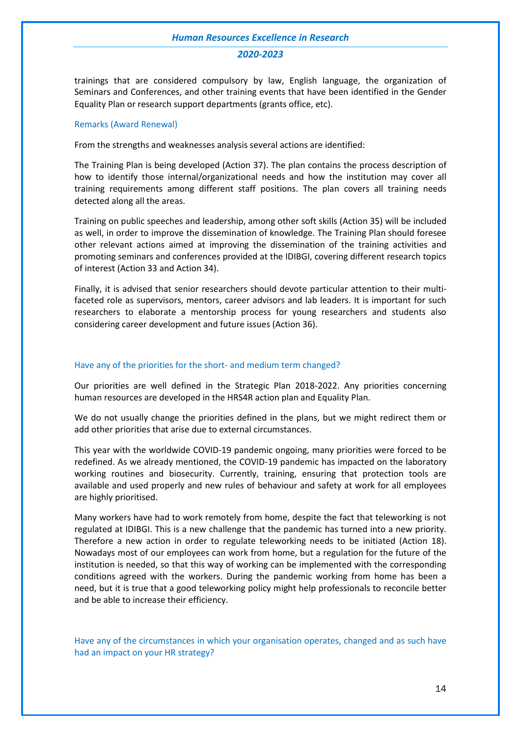trainings that are considered compulsory by law, English language, the organization of Seminars and Conferences, and other training events that have been identified in the Gender Equality Plan or research support departments (grants office, etc).

### Remarks (Award Renewal)

From the strengths and weaknesses analysis several actions are identified:

The Training Plan is being developed (Action 37). The plan contains the process description of how to identify those internal/organizational needs and how the institution may cover all training requirements among different staff positions. The plan covers all training needs detected along all the areas.

Training on public speeches and leadership, among other soft skills (Action 35) will be included as well, in order to improve the dissemination of knowledge. The Training Plan should foresee other relevant actions aimed at improving the dissemination of the training activities and promoting seminars and conferences provided at the IDIBGI, covering different research topics of interest (Action 33 and Action 34).

Finally, it is advised that senior researchers should devote particular attention to their multi-faceted role as supervisors, mentors, career advisors and lab leaders. It is important for such researchers to elaborate a mentorship process for young researchers and students also considering career development and future issues (Action 36).

### Have any of the priorities for the short- and medium term changed?

Our priorities are well defined in the Strategic Plan 2018-2022. Any priorities concerning human resources are developed in the HRS4R action plan and Equality Plan.

We do not usually change the priorities defined in the plans, but we might redirect them or add other priorities that arise due to external circumstances.

This year with the worldwide COVID-19 pandemic ongoing, many priorities were forced to be redefined. As we already mentioned, the COVID-19 pandemic has impacted on the laboratory working routines and biosecurity. Currently, training, ensuring that protection tools are available and used properly and new rules of behaviour and safety at work for all employees are highly prioritised.

Many workers have had to work remotely from home, despite the fact that teleworking is not regulated at IDIBGI. This is a new challenge that the pandemic has turned into a new priority. Therefore a new action in order to regulate teleworking needs to be initiated (Action 18). Nowadays most of our employees can work from home, but a regulation for the future of the institution is needed, so that this way of working can be implemented with the corresponding conditions agreed with the workers. During the pandemic working from home has been a need, but it is true that a good teleworking policy might help professionals to reconcile better and be able to increase their efficiency.

### Have any of the circumstances in which your organisation operates, changed and as such have had an impact on your HR strategy?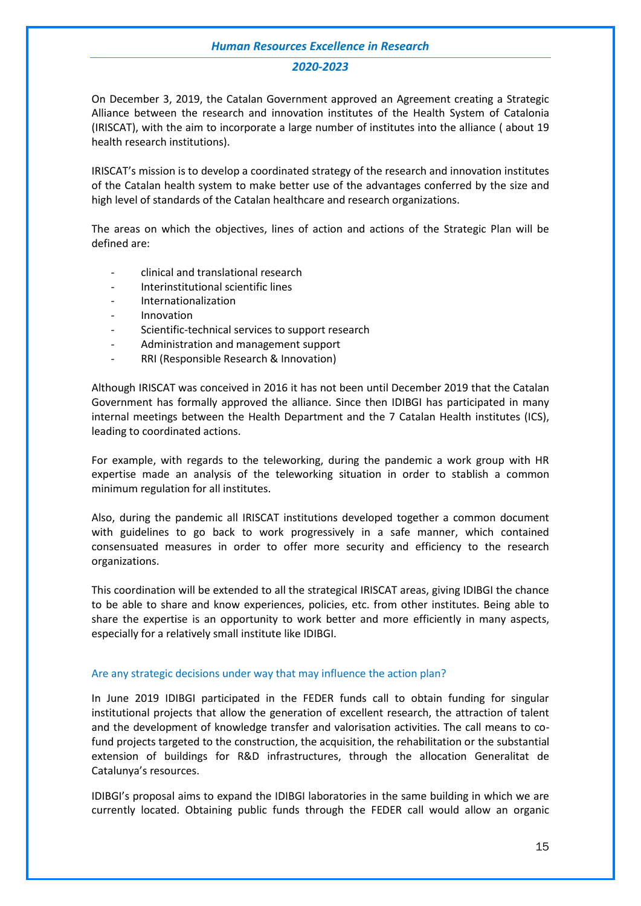On December 3, 2019, the Catalan Government approved an Agreement creating a Strategic Alliance between the research and innovation institutes of the Health System of Catalonia (IRISCAT), with the aim to incorporate a large number of institutes into the alliance ( about 19 health research institutions).

IRISCAT's mission is to develop a coordinated strategy of the research and innovation institutes of the Catalan health system to make better use of the advantages conferred by the size and high level of standards of the Catalan healthcare and research organizations.

The areas on which the objectives, lines of action and actions of the Strategic Plan will be defined are:

- clinical and translational research
- Interinstitutional scientific lines
- Internationalization
- Innovation
- Scientific-technical services to support research
- Administration and management support
- RRI (Responsible Research & Innovation)

Although IRISCAT was conceived in 2016 it has not been until December 2019 that the Catalan Government has formally approved the alliance. Since then IDIBGI has participated in many internal meetings between the Health Department and the 7 Catalan Health institutes (ICS), leading to coordinated actions.

For example, with regards to the teleworking, during the pandemic a work group with HR expertise made an analysis of the teleworking situation in order to stablish a common minimum regulation for all institutes.

Also, during the pandemic all IRISCAT institutions developed together a common document with guidelines to go back to work progressively in a safe manner, which contained consensuated measures in order to offer more security and efficiency to the research organizations.

This coordination will be extended to all the strategical IRISCAT areas, giving IDIBGI the chance to be able to share and know experiences, policies, etc. from other institutes. Being able to share the expertise is an opportunity to work better and more efficiently in many aspects, especially for a relatively small institute like IDIBGI.

### Are any strategic decisions under way that may influence the action plan?

In June 2019 IDIBGI participated in the FEDER funds call to obtain funding for singular institutional projects that allow the generation of excellent research, the attraction of talent and the development of knowledge transfer and valorisation activities. The call means to co-fund projects targeted to the construction, the acquisition, the rehabilitation or the substantial extension of buildings for R&D infrastructures, through the allocation Generalitat de Catalunya's resources.

IDIBGI's proposal aims to expand the IDIBGI laboratories in the same building in which we are currently located. Obtaining public funds through the FEDER call would allow an organic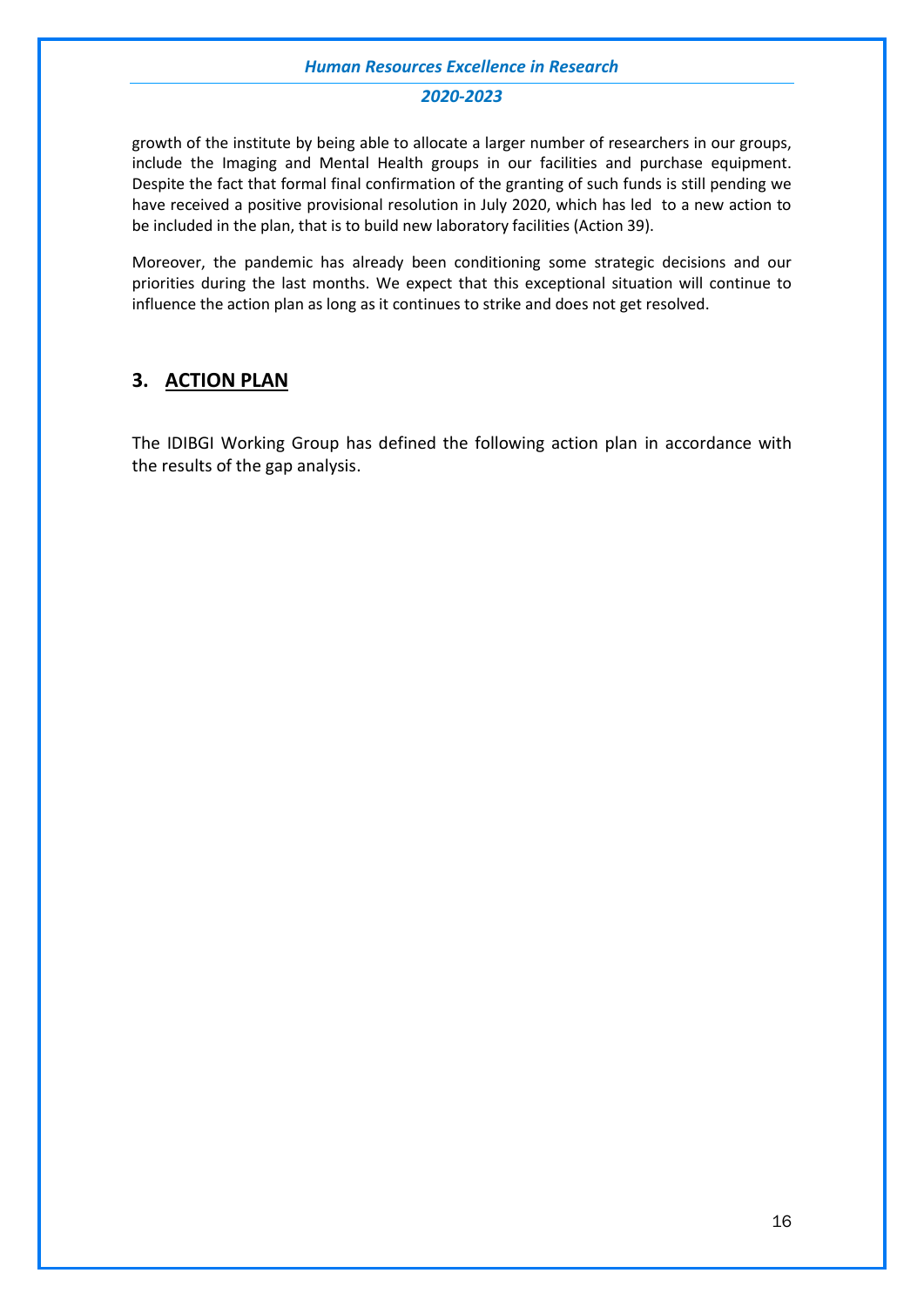growth of the institute by being able to allocate a larger number of researchers in our groups, include the Imaging and Mental Health groups in our facilities and purchase equipment. Despite the fact that formal final confirmation of the granting of such funds is still pending we have received a positive provisional resolution in July 2020, which has led to a new action to be included in the plan, that is to build new laboratory facilities (Action 39).

Moreover, the pandemic has already been conditioning some strategic decisions and our priorities during the last months. We expect that this exceptional situation will continue to influence the action plan as long as it continues to strike and does not get resolved.

## 3. ACTION PLAN

The IDIBGI Working Group has defined the following action plan in accordance with the results of the gap analysis.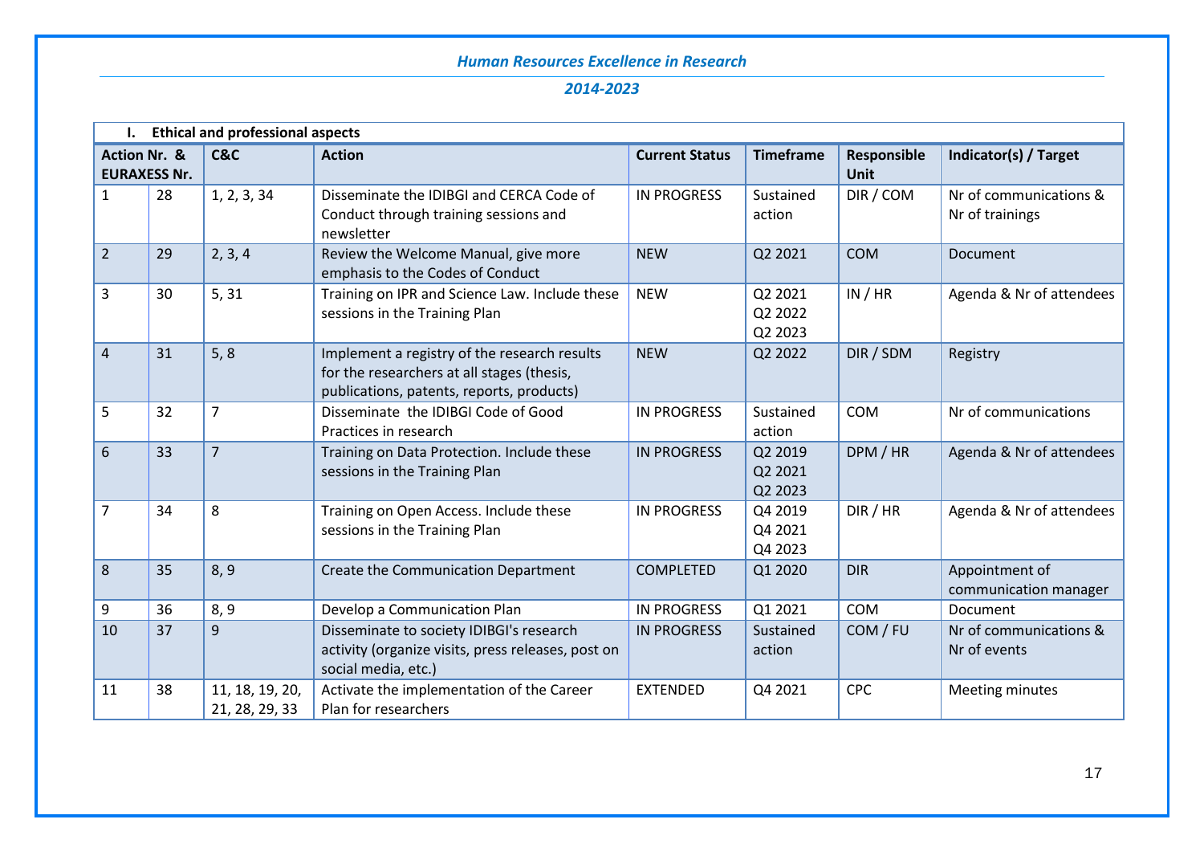*Human Resources Excellence in Research*

*2014-2023*

| **I. Ethical and professional aspects** | | | | | | | |
|---|---|---|---|---|---|---|---|
| **Action Nr. & EURAXESS Nr.** | | **C&C** | **Action** | **Current Status** | **Timeframe** | **Responsible Unit** | **Indicator(s) / Target** |
| 1 | 28 | 1, 2, 3, 34 | Disseminate the IDIBGI and CERCA Code of Conduct through training sessions and newsletter | IN PROGRESS | Sustained action | DIR / COM | Nr of communications & Nr of trainings |
| 2 | 29 | 2, 3, 4 | Review the Welcome Manual, give more emphasis to the Codes of Conduct | NEW | Q2 2021 | COM | Document |
| 3 | 30 | 5, 31 | Training on IPR and Science Law. Include these sessions in the Training Plan | NEW | Q2 2021<br>Q2 2022<br>Q2 2023 | IN / HR | Agenda & Nr of attendees |
| 4 | 31 | 5, 8 | Implement a registry of the research results for the researchers at all stages (thesis, publications, patents, reports, products) | NEW | Q2 2022 | DIR / SDM | Registry |
| 5 | 32 | 7 | Disseminate the IDIBGI Code of Good Practices in research | IN PROGRESS | Sustained action | COM | Nr of communications |
| 6 | 33 | 7 | Training on Data Protection. Include these sessions in the Training Plan | IN PROGRESS | Q2 2019<br>Q2 2021<br>Q2 2023 | DPM / HR | Agenda & Nr of attendees |
| 7 | 34 | 8 | Training on Open Access. Include these sessions in the Training Plan | IN PROGRESS | Q4 2019<br>Q4 2021<br>Q4 2023 | DIR / HR | Agenda & Nr of attendees |
| 8 | 35 | 8, 9 | Create the Communication Department | COMPLETED | Q1 2020 | DIR | Appointment of communication manager |
| 9 | 36 | 8, 9 | Develop a Communication Plan | IN PROGRESS | Q1 2021 | COM | Document |
| 10 | 37 | 9 | Disseminate to society IDIBGI's research activity (organize visits, press releases, post on social media, etc.) | IN PROGRESS | Sustained action | COM / FU | Nr of communications & Nr of events |
| 11 | 38 | 11, 18, 19, 20, 21, 28, 29, 33 | Activate the implementation of the Career Plan for researchers | EXTENDED | Q4 2021 | CPC | Meeting minutes |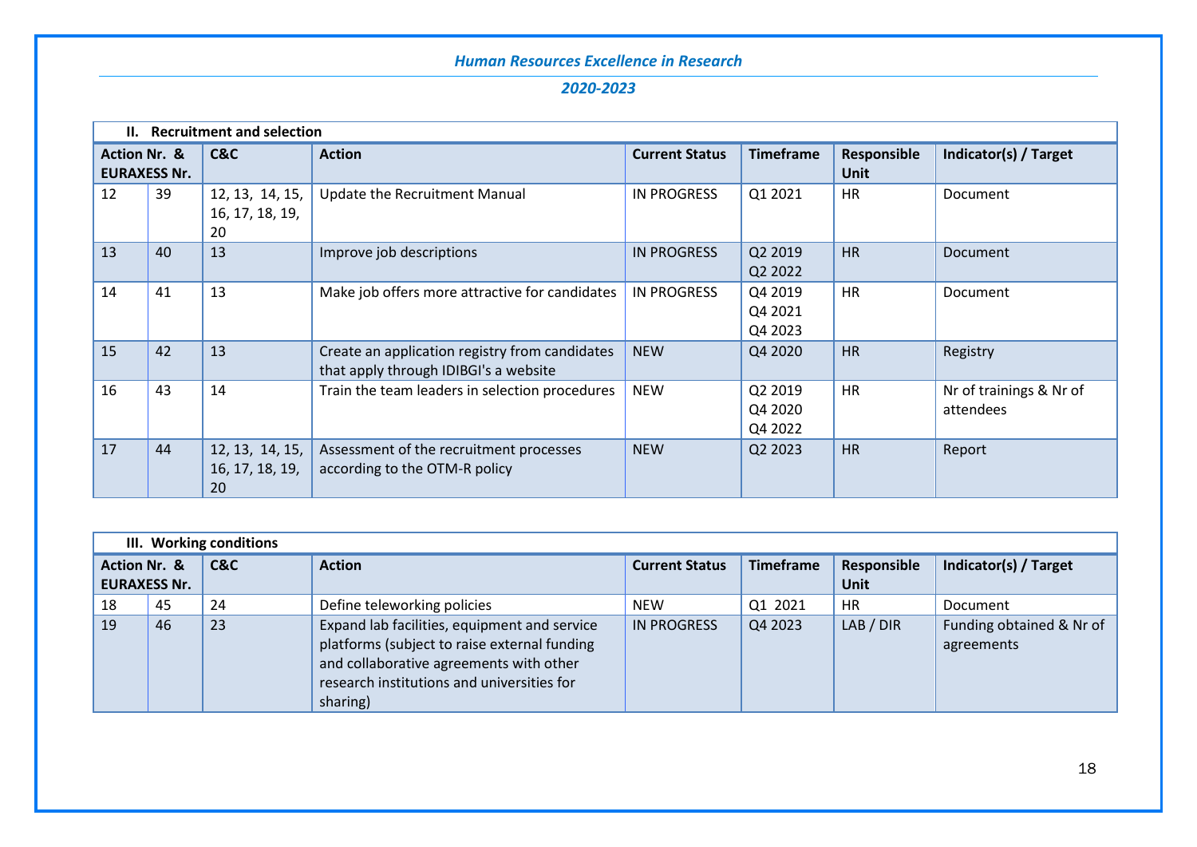### II. Recruitment and selection

| Action Nr. | EURAXESS Nr. | C&C | Action | Current Status | Timeframe | Responsible Unit | Indicator(s) / Target |
|---|---|---|---|---|---|---|---|
| 12 | 39 | 12, 13, 14, 15, 16, 17, 18, 19, 20 | Update the Recruitment Manual | IN PROGRESS | Q1 2021 | HR | Document |
| 13 | 40 | 13 | Improve job descriptions | IN PROGRESS | Q2 2019 Q2 2022 | HR | Document |
| 14 | 41 | 13 | Make job offers more attractive for candidates | IN PROGRESS | Q4 2019 Q4 2021 Q4 2023 | HR | Document |
| 15 | 42 | 13 | Create an application registry from candidates that apply through IDIBGI's a website | NEW | Q4 2020 | HR | Registry |
| 16 | 43 | 14 | Train the team leaders in selection procedures | NEW | Q2 2019 Q4 2020 Q4 2022 | HR | Nr of trainings & Nr of attendees |
| 17 | 44 | 12, 13, 14, 15, 16, 17, 18, 19, 20 | Assessment of the recruitment processes according to the OTM-R policy | NEW | Q2 2023 | HR | Report |

### III. Working conditions

| Action Nr. | EURAXESS Nr. | C&C | Action | Current Status | Timeframe | Responsible Unit | Indicator(s) / Target |
|---|---|---|---|---|---|---|---|
| 18 | 45 | 24 | Define teleworking policies | NEW | Q1 2021 | HR | Document |
| 19 | 46 | 23 | Expand lab facilities, equipment and service platforms (subject to raise external funding and collaborative agreements with other research institutions and universities for sharing) | IN PROGRESS | Q4 2023 | LAB / DIR | Funding obtained & Nr of agreements |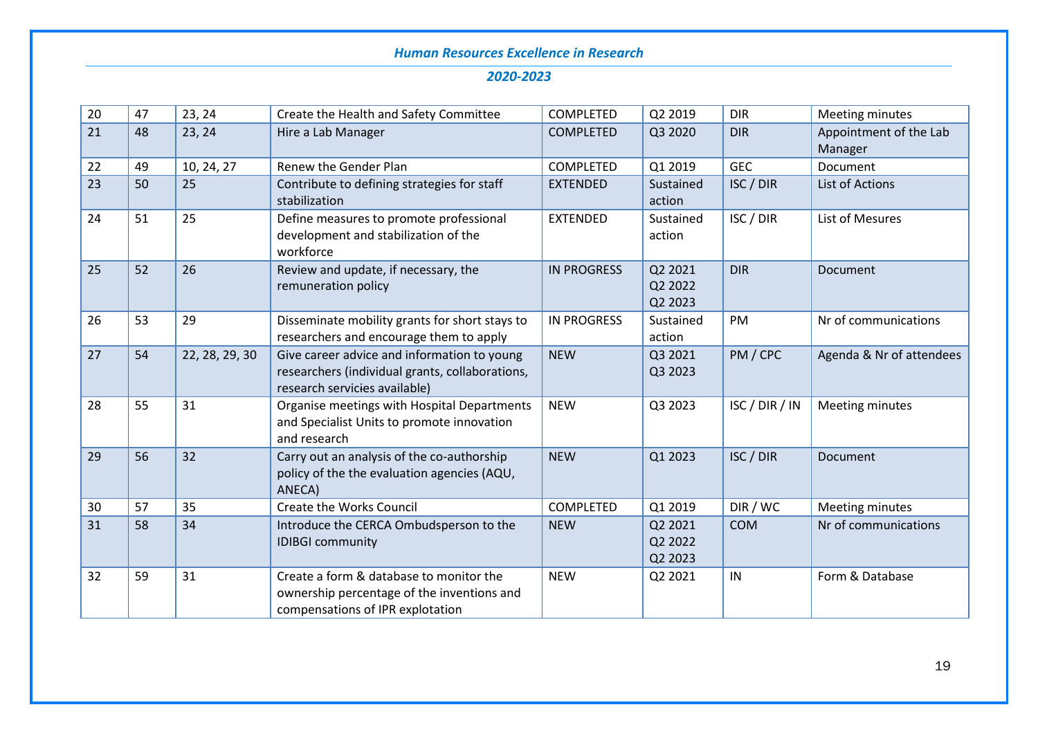| | | | | | | | |
|---|---|---|---|---|---|---|---|
| 20 | 47 | 23, 24 | Create the Health and Safety Committee | COMPLETED | Q2 2019 | DIR | Meeting minutes |
| 21 | 48 | 23, 24 | Hire a Lab Manager | COMPLETED | Q3 2020 | DIR | Appointment of the Lab Manager |
| 22 | 49 | 10, 24, 27 | Renew the Gender Plan | COMPLETED | Q1 2019 | GEC | Document |
| 23 | 50 | 25 | Contribute to defining strategies for staff stabilization | EXTENDED | Sustained action | ISC / DIR | List of Actions |
| 24 | 51 | 25 | Define measures to promote professional development and stabilization of the workforce | EXTENDED | Sustained action | ISC / DIR | List of Mesures |
| 25 | 52 | 26 | Review and update, if necessary, the remuneration policy | IN PROGRESS | Q2 2021 Q2 2022 Q2 2023 | DIR | Document |
| 26 | 53 | 29 | Disseminate mobility grants for short stays to researchers and encourage them to apply | IN PROGRESS | Sustained action | PM | Nr of communications |
| 27 | 54 | 22, 28, 29, 30 | Give career advice and information to young researchers (individual grants, collaborations, research servicies available) | NEW | Q3 2021 Q3 2023 | PM / CPC | Agenda & Nr of attendees |
| 28 | 55 | 31 | Organise meetings with Hospital Departments and Specialist Units to promote innovation and research | NEW | Q3 2023 | ISC / DIR / IN | Meeting minutes |
| 29 | 56 | 32 | Carry out an analysis of the co-authorship policy of the the evaluation agencies (AQU, ANECA) | NEW | Q1 2023 | ISC / DIR | Document |
| 30 | 57 | 35 | Create the Works Council | COMPLETED | Q1 2019 | DIR / WC | Meeting minutes |
| 31 | 58 | 34 | Introduce the CERCA Ombudsperson to the IDIBGI community | NEW | Q2 2021 Q2 2022 Q2 2023 | COM | Nr of communications |
| 32 | 59 | 31 | Create a form & database to monitor the ownership percentage of the inventions and compensations of IPR explotation | NEW | Q2 2021 | IN | Form & Database |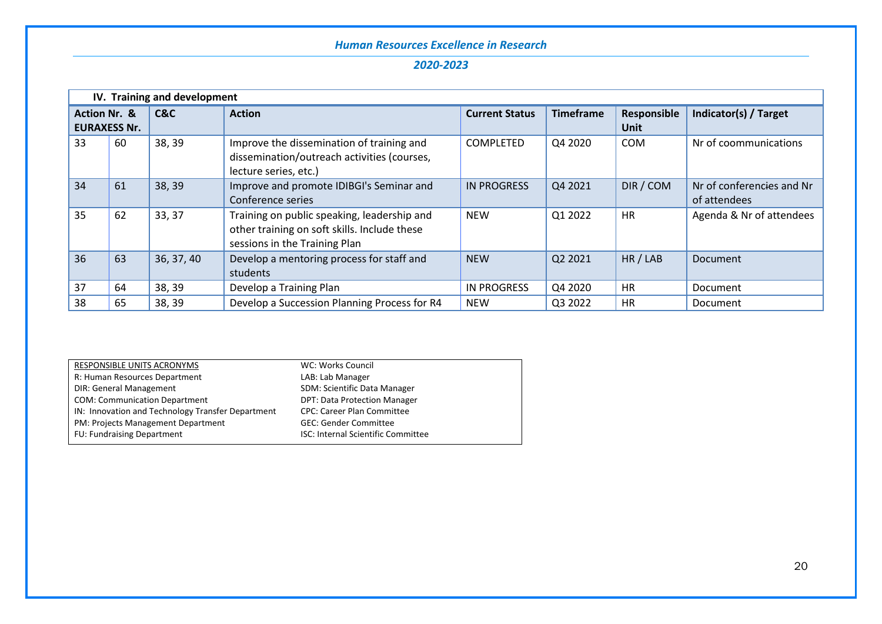*Human Resources Excellence in Research*

*2020-2023*

| IV. Training and development | | | | | | | |
|---|---|---|---|---|---|---|---|
| **Action Nr. & EURAXESS Nr.** | | **C&C** | **Action** | **Current Status** | **Timeframe** | **Responsible Unit** | **Indicator(s) / Target** |
| 33 | 60 | 38, 39 | Improve the dissemination of training and dissemination/outreach activities (courses, lecture series, etc.) | COMPLETED | Q4 2020 | COM | Nr of coommunications |
| 34 | 61 | 38, 39 | Improve and promote IDIBGI's Seminar and Conference series | IN PROGRESS | Q4 2021 | DIR / COM | Nr of conferencies and Nr of attendees |
| 35 | 62 | 33, 37 | Training on public speaking, leadership and other training on soft skills. Include these sessions in the Training Plan | NEW | Q1 2022 | HR | Agenda & Nr of attendees |
| 36 | 63 | 36, 37, 40 | Develop a mentoring process for staff and students | NEW | Q2 2021 | HR / LAB | Document |
| 37 | 64 | 38, 39 | Develop a Training Plan | IN PROGRESS | Q4 2020 | HR | Document |
| 38 | 65 | 38, 39 | Develop a Succession Planning Process for R4 | NEW | Q3 2022 | HR | Document |

| RESPONSIBLE UNITS ACRONYMS | |
|---|---|
| R: Human Resources Department | WC: Works Council |
| DIR: General Management | LAB: Lab Manager |
| COM: Communication Department | SDM: Scientific Data Manager |
| IN: Innovation and Technology Transfer Department | DPT: Data Protection Manager |
| PM: Projects Management Department | CPC: Career Plan Committee |
| FU: Fundraising Department | GEC: Gender Committee |
| | ISC: Internal Scientific Committee |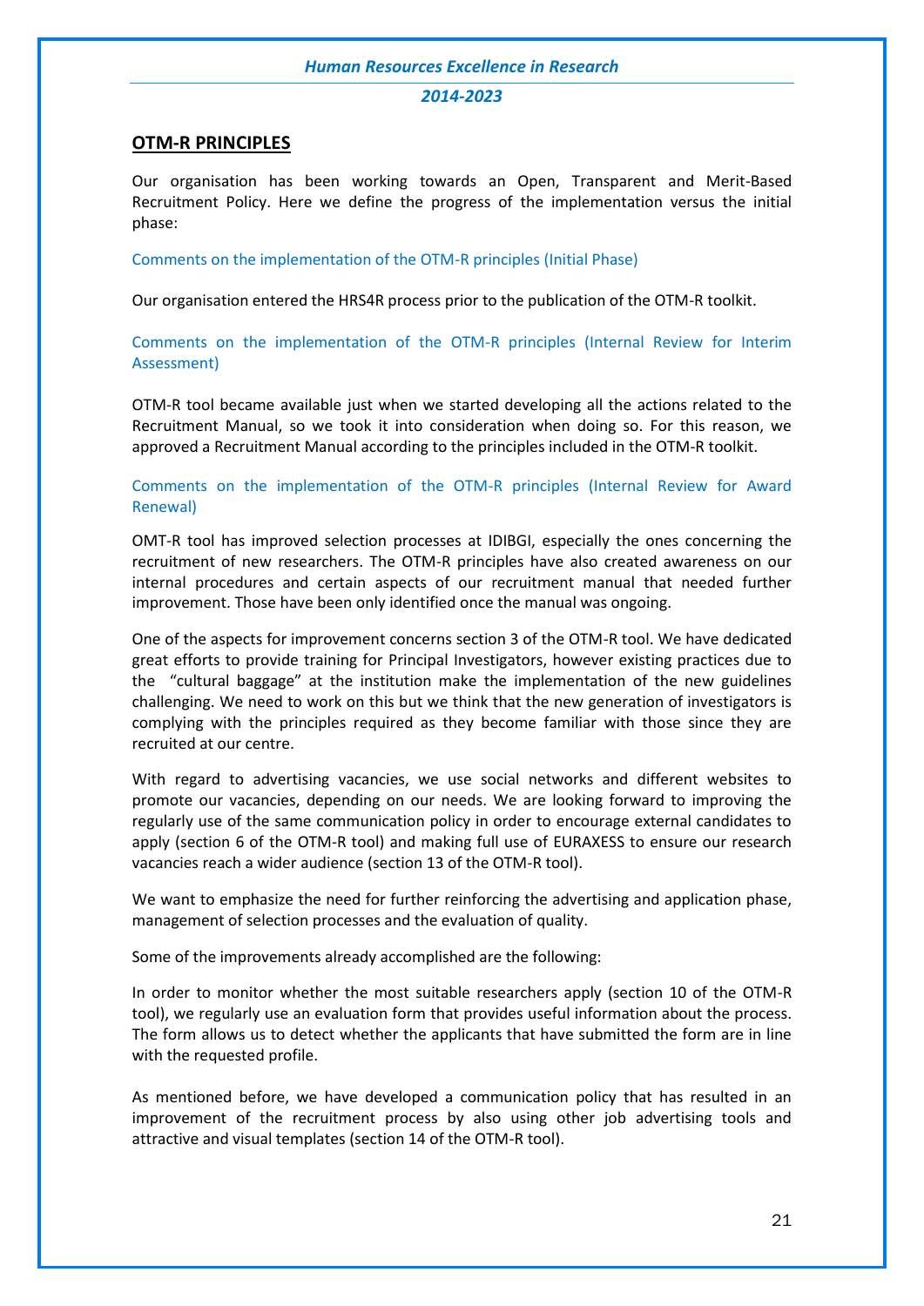## OTM-R PRINCIPLES

Our organisation has been working towards an Open, Transparent and Merit-Based Recruitment Policy. Here we define the progress of the implementation versus the initial phase:

Comments on the implementation of the OTM-R principles (Initial Phase)

Our organisation entered the HRS4R process prior to the publication of the OTM-R toolkit.

Comments on the implementation of the OTM-R principles (Internal Review for Interim Assessment)

OTM-R tool became available just when we started developing all the actions related to the Recruitment Manual, so we took it into consideration when doing so. For this reason, we approved a Recruitment Manual according to the principles included in the OTM-R toolkit.

Comments on the implementation of the OTM-R principles (Internal Review for Award Renewal)

OMT-R tool has improved selection processes at IDIBGI, especially the ones concerning the recruitment of new researchers. The OTM-R principles have also created awareness on our internal procedures and certain aspects of our recruitment manual that needed further improvement. Those have been only identified once the manual was ongoing.

One of the aspects for improvement concerns section 3 of the OTM-R tool. We have dedicated great efforts to provide training for Principal Investigators, however existing practices due to the "cultural baggage" at the institution make the implementation of the new guidelines challenging. We need to work on this but we think that the new generation of investigators is complying with the principles required as they become familiar with those since they are recruited at our centre.

With regard to advertising vacancies, we use social networks and different websites to promote our vacancies, depending on our needs. We are looking forward to improving the regularly use of the same communication policy in order to encourage external candidates to apply (section 6 of the OTM-R tool) and making full use of EURAXESS to ensure our research vacancies reach a wider audience (section 13 of the OTM-R tool).

We want to emphasize the need for further reinforcing the advertising and application phase, management of selection processes and the evaluation of quality.

Some of the improvements already accomplished are the following:

In order to monitor whether the most suitable researchers apply (section 10 of the OTM-R tool), we regularly use an evaluation form that provides useful information about the process. The form allows us to detect whether the applicants that have submitted the form are in line with the requested profile.

As mentioned before, we have developed a communication policy that has resulted in an improvement of the recruitment process by also using other job advertising tools and attractive and visual templates (section 14 of the OTM-R tool).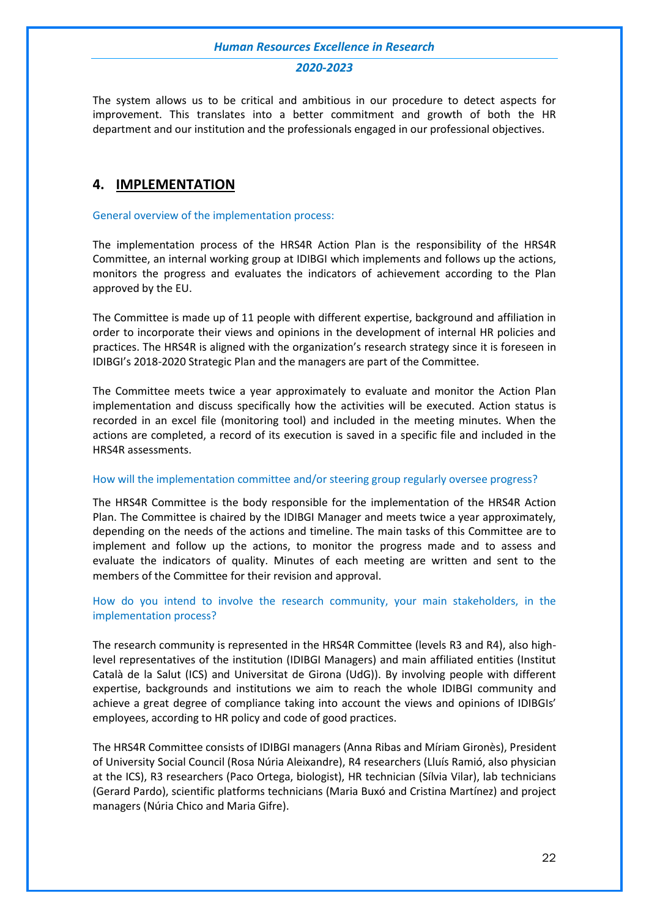The system allows us to be critical and ambitious in our procedure to detect aspects for improvement. This translates into a better commitment and growth of both the HR department and our institution and the professionals engaged in our professional objectives.

## 4. IMPLEMENTATION

General overview of the implementation process:

The implementation process of the HRS4R Action Plan is the responsibility of the HRS4R Committee, an internal working group at IDIBGI which implements and follows up the actions, monitors the progress and evaluates the indicators of achievement according to the Plan approved by the EU.

The Committee is made up of 11 people with different expertise, background and affiliation in order to incorporate their views and opinions in the development of internal HR policies and practices. The HRS4R is aligned with the organization's research strategy since it is foreseen in IDIBGI's 2018-2020 Strategic Plan and the managers are part of the Committee.

The Committee meets twice a year approximately to evaluate and monitor the Action Plan implementation and discuss specifically how the activities will be executed. Action status is recorded in an excel file (monitoring tool) and included in the meeting minutes. When the actions are completed, a record of its execution is saved in a specific file and included in the HRS4R assessments.

How will the implementation committee and/or steering group regularly oversee progress?

The HRS4R Committee is the body responsible for the implementation of the HRS4R Action Plan. The Committee is chaired by the IDIBGI Manager and meets twice a year approximately, depending on the needs of the actions and timeline. The main tasks of this Committee are to implement and follow up the actions, to monitor the progress made and to assess and evaluate the indicators of quality. Minutes of each meeting are written and sent to the members of the Committee for their revision and approval.

How do you intend to involve the research community, your main stakeholders, in the implementation process?

The research community is represented in the HRS4R Committee (levels R3 and R4), also high-level representatives of the institution (IDIBGI Managers) and main affiliated entities (Institut Català de la Salut (ICS) and Universitat de Girona (UdG)). By involving people with different expertise, backgrounds and institutions we aim to reach the whole IDIBGI community and achieve a great degree of compliance taking into account the views and opinions of IDIBGIs' employees, according to HR policy and code of good practices.

The HRS4R Committee consists of IDIBGI managers (Anna Ribas and Míriam Gironès), President of University Social Council (Rosa Núria Aleixandre), R4 researchers (Lluís Ramió, also physician at the ICS), R3 researchers (Paco Ortega, biologist), HR technician (Sílvia Vilar), lab technicians (Gerard Pardo), scientific platforms technicians (Maria Buxó and Cristina Martínez) and project managers (Núria Chico and Maria Gifre).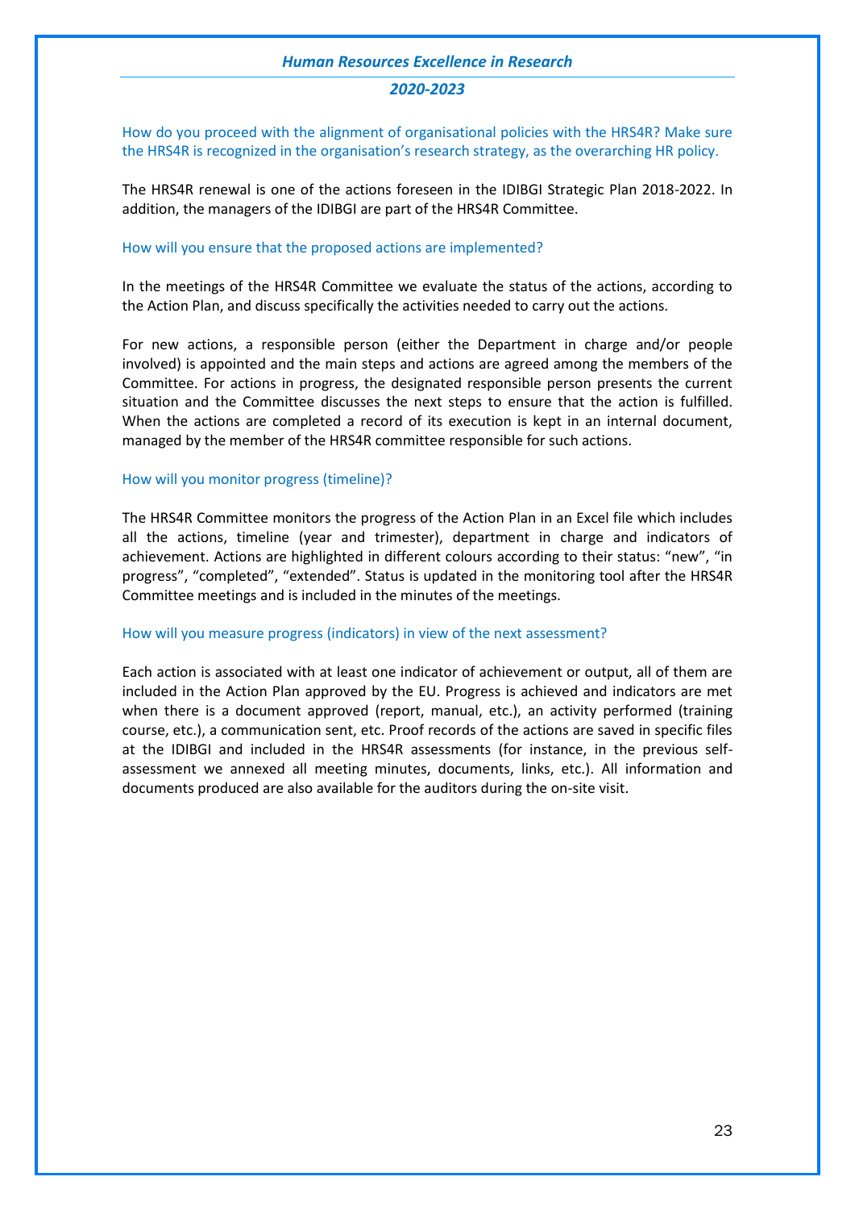How do you proceed with the alignment of organisational policies with the HRS4R? Make sure the HRS4R is recognized in the organisation's research strategy, as the overarching HR policy.

The HRS4R renewal is one of the actions foreseen in the IDIBGI Strategic Plan 2018-2022. In addition, the managers of the IDIBGI are part of the HRS4R Committee.

How will you ensure that the proposed actions are implemented?

In the meetings of the HRS4R Committee we evaluate the status of the actions, according to the Action Plan, and discuss specifically the activities needed to carry out the actions.

For new actions, a responsible person (either the Department in charge and/or people involved) is appointed and the main steps and actions are agreed among the members of the Committee. For actions in progress, the designated responsible person presents the current situation and the Committee discusses the next steps to ensure that the action is fulfilled. When the actions are completed a record of its execution is kept in an internal document, managed by the member of the HRS4R committee responsible for such actions.

How will you monitor progress (timeline)?

The HRS4R Committee monitors the progress of the Action Plan in an Excel file which includes all the actions, timeline (year and trimester), department in charge and indicators of achievement. Actions are highlighted in different colours according to their status: "new", "in progress", "completed", "extended". Status is updated in the monitoring tool after the HRS4R Committee meetings and is included in the minutes of the meetings.

How will you measure progress (indicators) in view of the next assessment?

Each action is associated with at least one indicator of achievement or output, all of them are included in the Action Plan approved by the EU. Progress is achieved and indicators are met when there is a document approved (report, manual, etc.), an activity performed (training course, etc.), a communication sent, etc. Proof records of the actions are saved in specific files at the IDIBGI and included in the HRS4R assessments (for instance, in the previous self-assessment we annexed all meeting minutes, documents, links, etc.). All information and documents produced are also available for the auditors during the on-site visit.